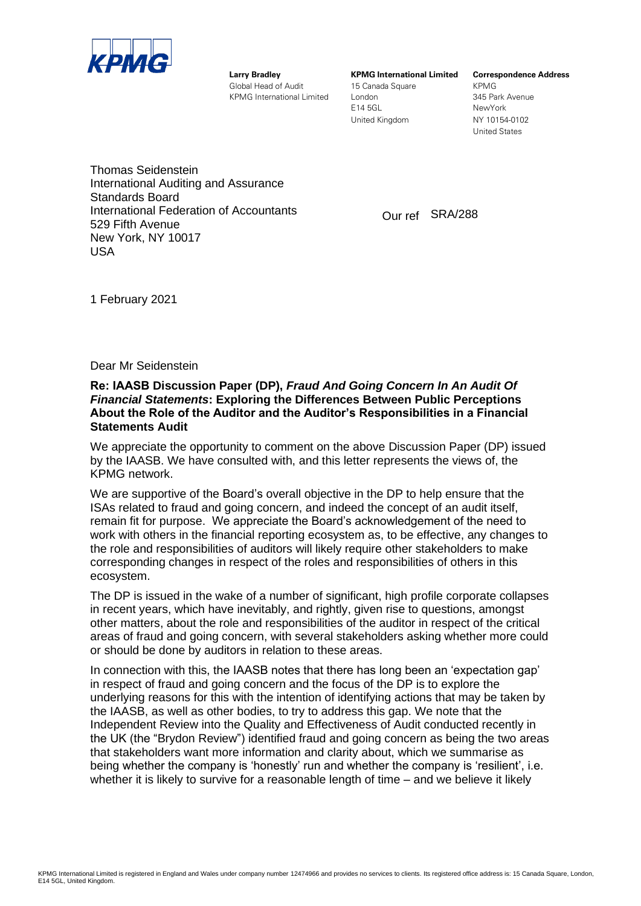KPMG

**Larry Bradley**
Global Head of Audit
KPMG International Limited

**KPMG International Limited**
15 Canada Square
London
E14 5GL
United Kingdom

**Correspondence Address**
KPMG
345 Park Avenue
NewYork
NY 10154-0102
United States

Thomas Seidenstein
International Auditing and Assurance Standards Board
International Federation of Accountants
529 Fifth Avenue
New York, NY 10017
USA

Our ref SRA/288

1 February 2021

Dear Mr Seidenstein

**Re: IAASB Discussion Paper (DP), *Fraud And Going Concern In An Audit Of Financial Statements*: Exploring the Differences Between Public Perceptions About the Role of the Auditor and the Auditor's Responsibilities in a Financial Statements Audit**

We appreciate the opportunity to comment on the above Discussion Paper (DP) issued by the IAASB. We have consulted with, and this letter represents the views of, the KPMG network.

We are supportive of the Board's overall objective in the DP to help ensure that the ISAs related to fraud and going concern, and indeed the concept of an audit itself, remain fit for purpose. We appreciate the Board's acknowledgement of the need to work with others in the financial reporting ecosystem as, to be effective, any changes to the role and responsibilities of auditors will likely require other stakeholders to make corresponding changes in respect of the roles and responsibilities of others in this ecosystem.

The DP is issued in the wake of a number of significant, high profile corporate collapses in recent years, which have inevitably, and rightly, given rise to questions, amongst other matters, about the role and responsibilities of the auditor in respect of the critical areas of fraud and going concern, with several stakeholders asking whether more could or should be done by auditors in relation to these areas.

In connection with this, the IAASB notes that there has long been an 'expectation gap' in respect of fraud and going concern and the focus of the DP is to explore the underlying reasons for this with the intention of identifying actions that may be taken by the IAASB, as well as other bodies, to try to address this gap. We note that the Independent Review into the Quality and Effectiveness of Audit conducted recently in the UK (the "Brydon Review") identified fraud and going concern as being the two areas that stakeholders want more information and clarity about, which we summarise as being whether the company is 'honestly' run and whether the company is 'resilient', i.e. whether it is likely to survive for a reasonable length of time – and we believe it likely

KPMG International Limited is registered in England and Wales under company number 12474966 and provides no services to clients. Its registered office address is: 15 Canada Square, London, E14 5GL, United Kingdom.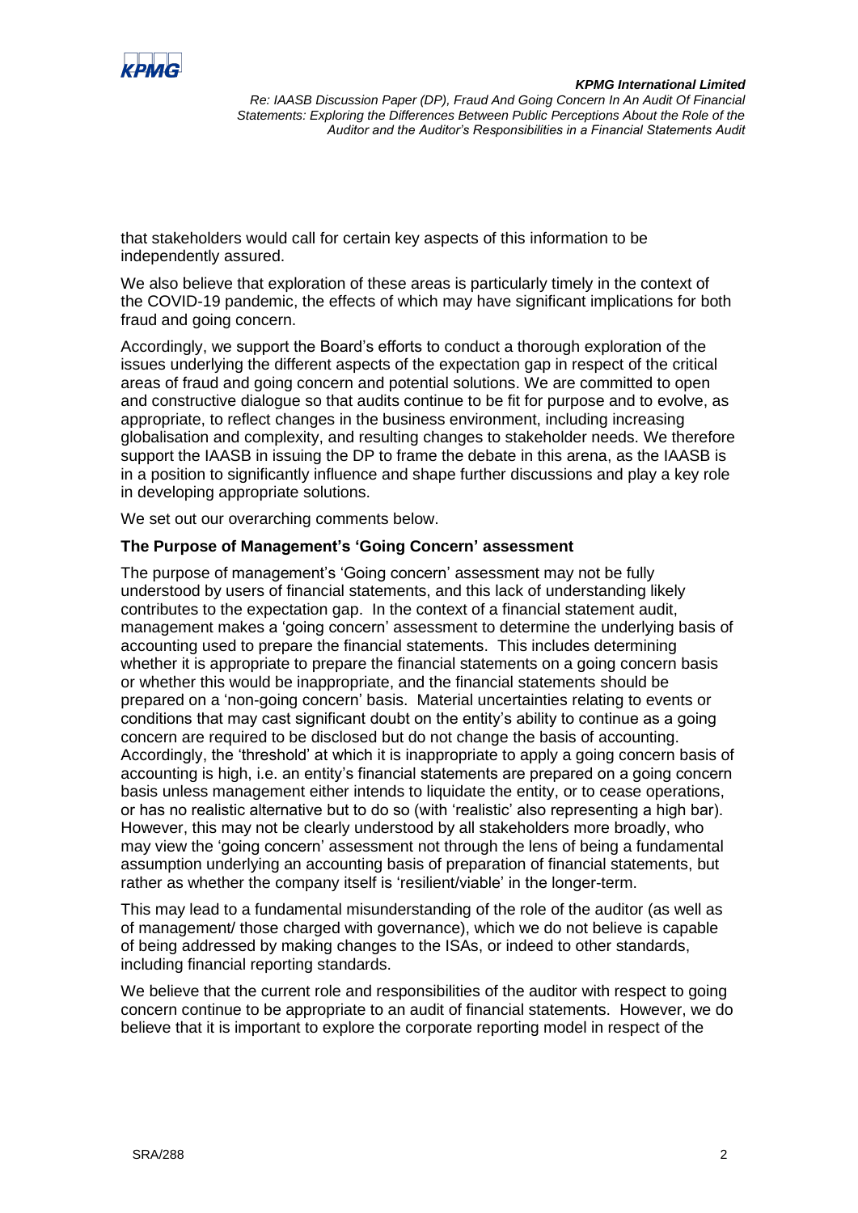that stakeholders would call for certain key aspects of this information to be independently assured.

We also believe that exploration of these areas is particularly timely in the context of the COVID-19 pandemic, the effects of which may have significant implications for both fraud and going concern.

Accordingly, we support the Board's efforts to conduct a thorough exploration of the issues underlying the different aspects of the expectation gap in respect of the critical areas of fraud and going concern and potential solutions. We are committed to open and constructive dialogue so that audits continue to be fit for purpose and to evolve, as appropriate, to reflect changes in the business environment, including increasing globalisation and complexity, and resulting changes to stakeholder needs. We therefore support the IAASB in issuing the DP to frame the debate in this arena, as the IAASB is in a position to significantly influence and shape further discussions and play a key role in developing appropriate solutions.

We set out our overarching comments below.

**The Purpose of Management's 'Going Concern' assessment**

The purpose of management's 'Going concern' assessment may not be fully understood by users of financial statements, and this lack of understanding likely contributes to the expectation gap. In the context of a financial statement audit, management makes a 'going concern' assessment to determine the underlying basis of accounting used to prepare the financial statements. This includes determining whether it is appropriate to prepare the financial statements on a going concern basis or whether this would be inappropriate, and the financial statements should be prepared on a 'non-going concern' basis. Material uncertainties relating to events or conditions that may cast significant doubt on the entity's ability to continue as a going concern are required to be disclosed but do not change the basis of accounting. Accordingly, the 'threshold' at which it is inappropriate to apply a going concern basis of accounting is high, i.e. an entity's financial statements are prepared on a going concern basis unless management either intends to liquidate the entity, or to cease operations, or has no realistic alternative but to do so (with 'realistic' also representing a high bar). However, this may not be clearly understood by all stakeholders more broadly, who may view the 'going concern' assessment not through the lens of being a fundamental assumption underlying an accounting basis of preparation of financial statements, but rather as whether the company itself is 'resilient/viable' in the longer-term.

This may lead to a fundamental misunderstanding of the role of the auditor (as well as of management/ those charged with governance), which we do not believe is capable of being addressed by making changes to the ISAs, or indeed to other standards, including financial reporting standards.

We believe that the current role and responsibilities of the auditor with respect to going concern continue to be appropriate to an audit of financial statements. However, we do believe that it is important to explore the corporate reporting model in respect of the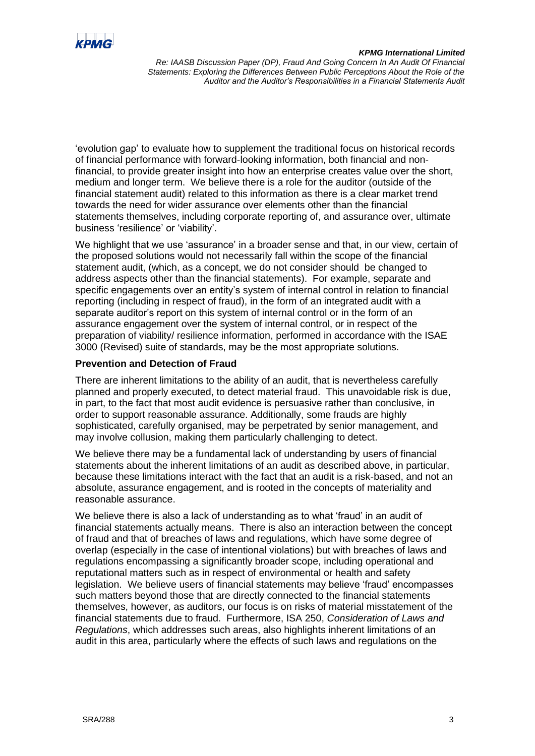'evolution gap' to evaluate how to supplement the traditional focus on historical records of financial performance with forward-looking information, both financial and non-financial, to provide greater insight into how an enterprise creates value over the short, medium and longer term. We believe there is a role for the auditor (outside of the financial statement audit) related to this information as there is a clear market trend towards the need for wider assurance over elements other than the financial statements themselves, including corporate reporting of, and assurance over, ultimate business 'resilience' or 'viability'.

We highlight that we use 'assurance' in a broader sense and that, in our view, certain of the proposed solutions would not necessarily fall within the scope of the financial statement audit, (which, as a concept, we do not consider should be changed to address aspects other than the financial statements). For example, separate and specific engagements over an entity's system of internal control in relation to financial reporting (including in respect of fraud), in the form of an integrated audit with a separate auditor's report on this system of internal control or in the form of an assurance engagement over the system of internal control, or in respect of the preparation of viability/ resilience information, performed in accordance with the ISAE 3000 (Revised) suite of standards, may be the most appropriate solutions.

**Prevention and Detection of Fraud**

There are inherent limitations to the ability of an audit, that is nevertheless carefully planned and properly executed, to detect material fraud. This unavoidable risk is due, in part, to the fact that most audit evidence is persuasive rather than conclusive, in order to support reasonable assurance. Additionally, some frauds are highly sophisticated, carefully organised, may be perpetrated by senior management, and may involve collusion, making them particularly challenging to detect.

We believe there may be a fundamental lack of understanding by users of financial statements about the inherent limitations of an audit as described above, in particular, because these limitations interact with the fact that an audit is a risk-based, and not an absolute, assurance engagement, and is rooted in the concepts of materiality and reasonable assurance.

We believe there is also a lack of understanding as to what 'fraud' in an audit of financial statements actually means. There is also an interaction between the concept of fraud and that of breaches of laws and regulations, which have some degree of overlap (especially in the case of intentional violations) but with breaches of laws and regulations encompassing a significantly broader scope, including operational and reputational matters such as in respect of environmental or health and safety legislation. We believe users of financial statements may believe 'fraud' encompasses such matters beyond those that are directly connected to the financial statements themselves, however, as auditors, our focus is on risks of material misstatement of the financial statements due to fraud. Furthermore, ISA 250, *Consideration of Laws and Regulations*, which addresses such areas, also highlights inherent limitations of an audit in this area, particularly where the effects of such laws and regulations on the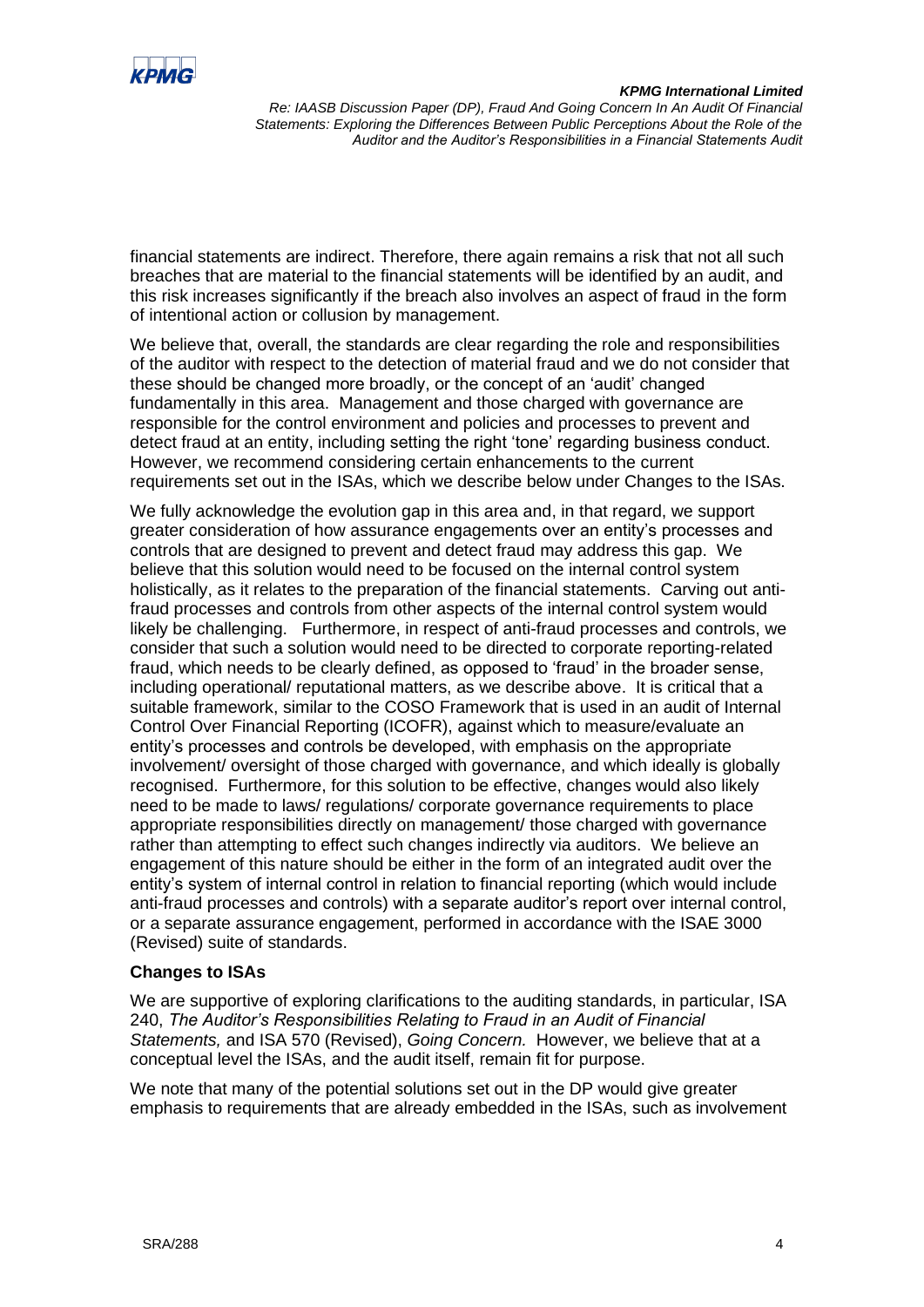financial statements are indirect. Therefore, there again remains a risk that not all such breaches that are material to the financial statements will be identified by an audit, and this risk increases significantly if the breach also involves an aspect of fraud in the form of intentional action or collusion by management.

We believe that, overall, the standards are clear regarding the role and responsibilities of the auditor with respect to the detection of material fraud and we do not consider that these should be changed more broadly, or the concept of an 'audit' changed fundamentally in this area. Management and those charged with governance are responsible for the control environment and policies and processes to prevent and detect fraud at an entity, including setting the right 'tone' regarding business conduct. However, we recommend considering certain enhancements to the current requirements set out in the ISAs, which we describe below under Changes to the ISAs.

We fully acknowledge the evolution gap in this area and, in that regard, we support greater consideration of how assurance engagements over an entity's processes and controls that are designed to prevent and detect fraud may address this gap. We believe that this solution would need to be focused on the internal control system holistically, as it relates to the preparation of the financial statements. Carving out anti-fraud processes and controls from other aspects of the internal control system would likely be challenging. Furthermore, in respect of anti-fraud processes and controls, we consider that such a solution would need to be directed to corporate reporting-related fraud, which needs to be clearly defined, as opposed to 'fraud' in the broader sense, including operational/ reputational matters, as we describe above. It is critical that a suitable framework, similar to the COSO Framework that is used in an audit of Internal Control Over Financial Reporting (ICOFR), against which to measure/evaluate an entity's processes and controls be developed, with emphasis on the appropriate involvement/ oversight of those charged with governance, and which ideally is globally recognised. Furthermore, for this solution to be effective, changes would also likely need to be made to laws/ regulations/ corporate governance requirements to place appropriate responsibilities directly on management/ those charged with governance rather than attempting to effect such changes indirectly via auditors. We believe an engagement of this nature should be either in the form of an integrated audit over the entity's system of internal control in relation to financial reporting (which would include anti-fraud processes and controls) with a separate auditor's report over internal control, or a separate assurance engagement, performed in accordance with the ISAE 3000 (Revised) suite of standards.

**Changes to ISAs**

We are supportive of exploring clarifications to the auditing standards, in particular, ISA 240, *The Auditor's Responsibilities Relating to Fraud in an Audit of Financial Statements,* and ISA 570 (Revised), *Going Concern.* However, we believe that at a conceptual level the ISAs, and the audit itself, remain fit for purpose.

We note that many of the potential solutions set out in the DP would give greater emphasis to requirements that are already embedded in the ISAs, such as involvement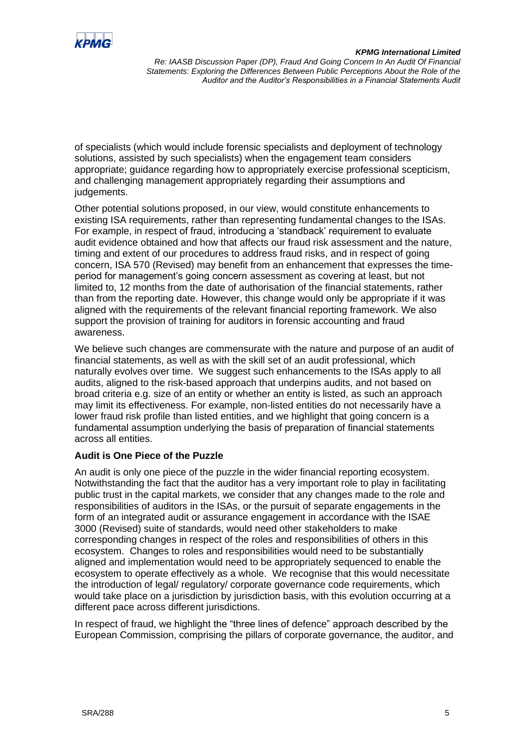of specialists (which would include forensic specialists and deployment of technology solutions, assisted by such specialists) when the engagement team considers appropriate; guidance regarding how to appropriately exercise professional scepticism, and challenging management appropriately regarding their assumptions and judgements.

Other potential solutions proposed, in our view, would constitute enhancements to existing ISA requirements, rather than representing fundamental changes to the ISAs. For example, in respect of fraud, introducing a 'standback' requirement to evaluate audit evidence obtained and how that affects our fraud risk assessment and the nature, timing and extent of our procedures to address fraud risks, and in respect of going concern, ISA 570 (Revised) may benefit from an enhancement that expresses the time-period for management's going concern assessment as covering at least, but not limited to, 12 months from the date of authorisation of the financial statements, rather than from the reporting date. However, this change would only be appropriate if it was aligned with the requirements of the relevant financial reporting framework. We also support the provision of training for auditors in forensic accounting and fraud awareness.

We believe such changes are commensurate with the nature and purpose of an audit of financial statements, as well as with the skill set of an audit professional, which naturally evolves over time. We suggest such enhancements to the ISAs apply to all audits, aligned to the risk-based approach that underpins audits, and not based on broad criteria e.g. size of an entity or whether an entity is listed, as such an approach may limit its effectiveness. For example, non-listed entities do not necessarily have a lower fraud risk profile than listed entities, and we highlight that going concern is a fundamental assumption underlying the basis of preparation of financial statements across all entities.

**Audit is One Piece of the Puzzle**

An audit is only one piece of the puzzle in the wider financial reporting ecosystem. Notwithstanding the fact that the auditor has a very important role to play in facilitating public trust in the capital markets, we consider that any changes made to the role and responsibilities of auditors in the ISAs, or the pursuit of separate engagements in the form of an integrated audit or assurance engagement in accordance with the ISAE 3000 (Revised) suite of standards, would need other stakeholders to make corresponding changes in respect of the roles and responsibilities of others in this ecosystem. Changes to roles and responsibilities would need to be substantially aligned and implementation would need to be appropriately sequenced to enable the ecosystem to operate effectively as a whole. We recognise that this would necessitate the introduction of legal/ regulatory/ corporate governance code requirements, which would take place on a jurisdiction by jurisdiction basis, with this evolution occurring at a different pace across different jurisdictions.

In respect of fraud, we highlight the "three lines of defence" approach described by the European Commission, comprising the pillars of corporate governance, the auditor, and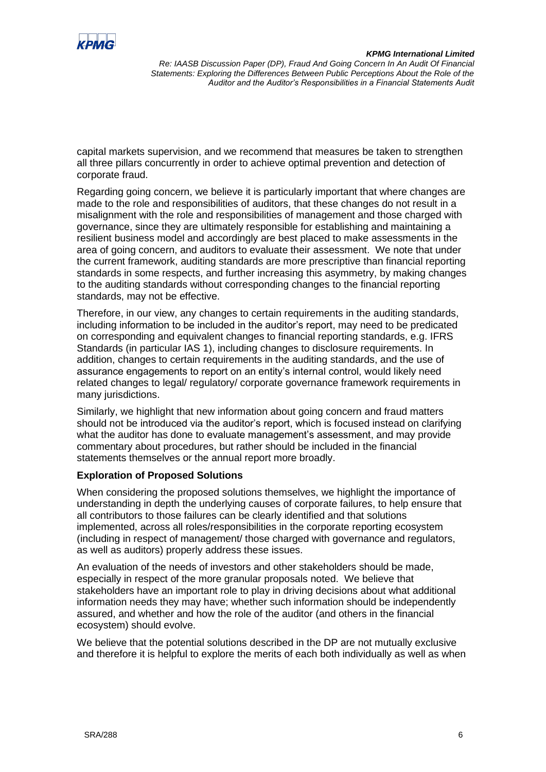capital markets supervision, and we recommend that measures be taken to strengthen all three pillars concurrently in order to achieve optimal prevention and detection of corporate fraud.

Regarding going concern, we believe it is particularly important that where changes are made to the role and responsibilities of auditors, that these changes do not result in a misalignment with the role and responsibilities of management and those charged with governance, since they are ultimately responsible for establishing and maintaining a resilient business model and accordingly are best placed to make assessments in the area of going concern, and auditors to evaluate their assessment. We note that under the current framework, auditing standards are more prescriptive than financial reporting standards in some respects, and further increasing this asymmetry, by making changes to the auditing standards without corresponding changes to the financial reporting standards, may not be effective.

Therefore, in our view, any changes to certain requirements in the auditing standards, including information to be included in the auditor's report, may need to be predicated on corresponding and equivalent changes to financial reporting standards, e.g. IFRS Standards (in particular IAS 1), including changes to disclosure requirements. In addition, changes to certain requirements in the auditing standards, and the use of assurance engagements to report on an entity's internal control, would likely need related changes to legal/ regulatory/ corporate governance framework requirements in many jurisdictions.

Similarly, we highlight that new information about going concern and fraud matters should not be introduced via the auditor's report, which is focused instead on clarifying what the auditor has done to evaluate management's assessment, and may provide commentary about procedures, but rather should be included in the financial statements themselves or the annual report more broadly.

**Exploration of Proposed Solutions**

When considering the proposed solutions themselves, we highlight the importance of understanding in depth the underlying causes of corporate failures, to help ensure that all contributors to those failures can be clearly identified and that solutions implemented, across all roles/responsibilities in the corporate reporting ecosystem (including in respect of management/ those charged with governance and regulators, as well as auditors) properly address these issues.

An evaluation of the needs of investors and other stakeholders should be made, especially in respect of the more granular proposals noted. We believe that stakeholders have an important role to play in driving decisions about what additional information needs they may have; whether such information should be independently assured, and whether and how the role of the auditor (and others in the financial ecosystem) should evolve.

We believe that the potential solutions described in the DP are not mutually exclusive and therefore it is helpful to explore the merits of each both individually as well as when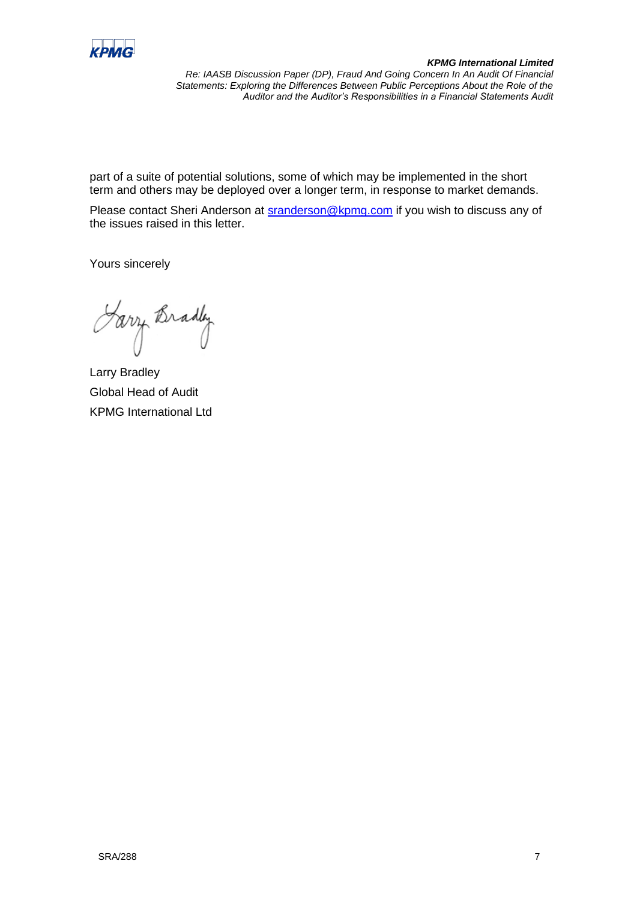part of a suite of potential solutions, some of which may be implemented in the short term and others may be deployed over a longer term, in response to market demands.

Please contact Sheri Anderson at [sranderson@kpmg.com](mailto:sranderson@kpmg.com) if you wish to discuss any of the issues raised in this letter.

Yours sincerely

Larry Bradley
Global Head of Audit
KPMG International Ltd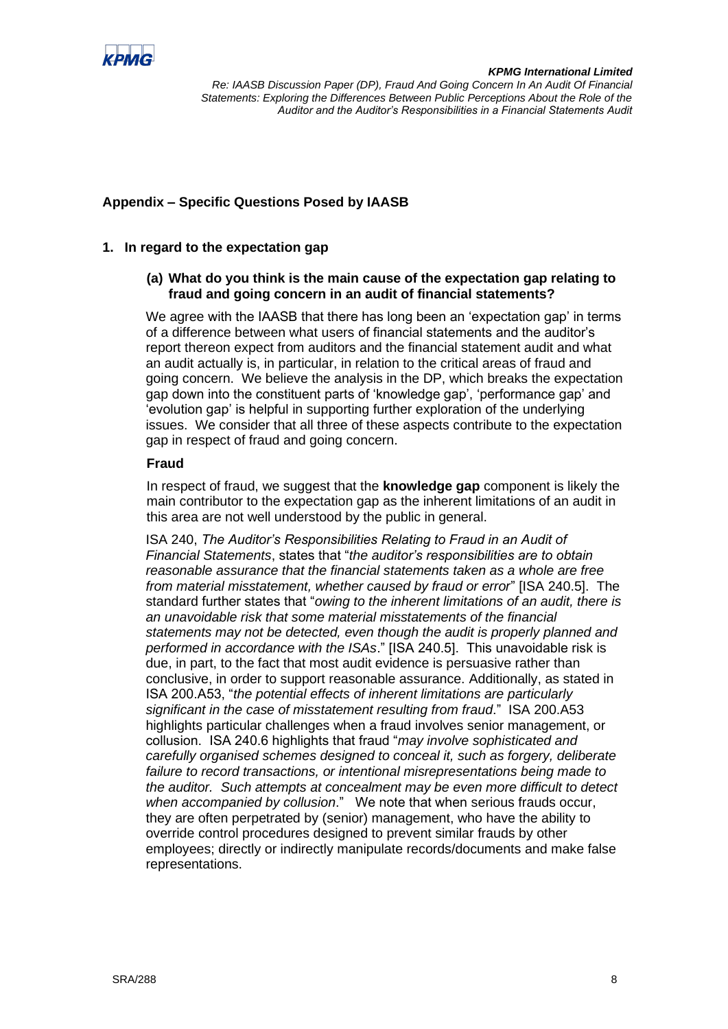## Appendix – Specific Questions Posed by IAASB

### 1. In regard to the expectation gap

#### (a) What do you think is the main cause of the expectation gap relating to fraud and going concern in an audit of financial statements?

We agree with the IAASB that there has long been an 'expectation gap' in terms of a difference between what users of financial statements and the auditor's report thereon expect from auditors and the financial statement audit and what an audit actually is, in particular, in relation to the critical areas of fraud and going concern. We believe the analysis in the DP, which breaks the expectation gap down into the constituent parts of 'knowledge gap', 'performance gap' and 'evolution gap' is helpful in supporting further exploration of the underlying issues. We consider that all three of these aspects contribute to the expectation gap in respect of fraud and going concern.

**Fraud**

In respect of fraud, we suggest that the **knowledge gap** component is likely the main contributor to the expectation gap as the inherent limitations of an audit in this area are not well understood by the public in general.

ISA 240, *The Auditor's Responsibilities Relating to Fraud in an Audit of Financial Statements*, states that "*the auditor's responsibilities are to obtain reasonable assurance that the financial statements taken as a whole are free from material misstatement, whether caused by fraud or error*" [ISA 240.5]. The standard further states that "*owing to the inherent limitations of an audit, there is an unavoidable risk that some material misstatements of the financial statements may not be detected, even though the audit is properly planned and performed in accordance with the ISAs*." [ISA 240.5]. This unavoidable risk is due, in part, to the fact that most audit evidence is persuasive rather than conclusive, in order to support reasonable assurance. Additionally, as stated in ISA 200.A53, "*the potential effects of inherent limitations are particularly significant in the case of misstatement resulting from fraud*." ISA 200.A53 highlights particular challenges when a fraud involves senior management, or collusion. ISA 240.6 highlights that fraud "*may involve sophisticated and carefully organised schemes designed to conceal it, such as forgery, deliberate failure to record transactions, or intentional misrepresentations being made to the auditor. Such attempts at concealment may be even more difficult to detect when accompanied by collusion*." We note that when serious frauds occur, they are often perpetrated by (senior) management, who have the ability to override control procedures designed to prevent similar frauds by other employees; directly or indirectly manipulate records/documents and make false representations.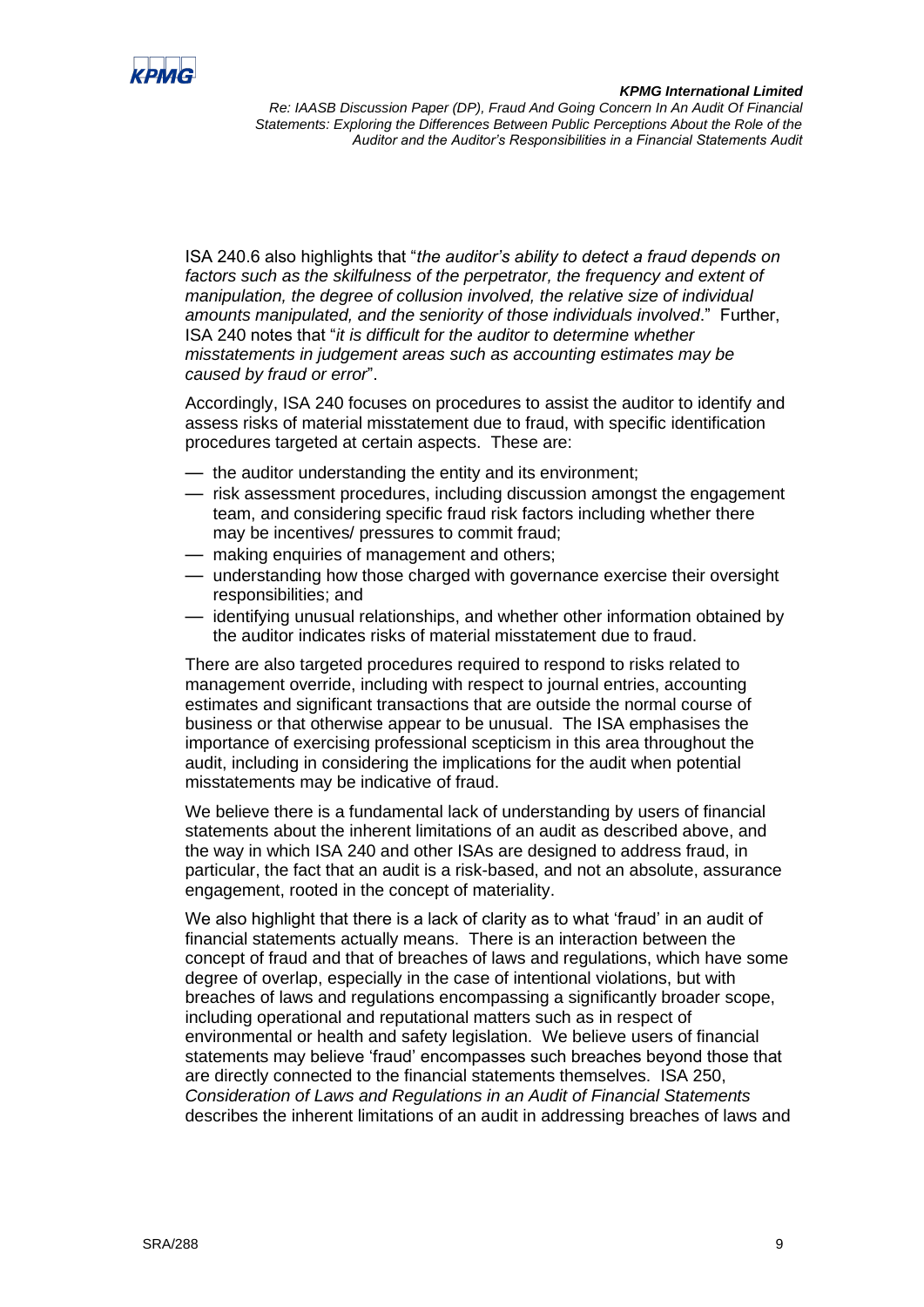ISA 240.6 also highlights that "*the auditor's ability to detect a fraud depends on factors such as the skilfulness of the perpetrator, the frequency and extent of manipulation, the degree of collusion involved, the relative size of individual amounts manipulated, and the seniority of those individuals involved*." Further, ISA 240 notes that "*it is difficult for the auditor to determine whether misstatements in judgement areas such as accounting estimates may be caused by fraud or error*".

Accordingly, ISA 240 focuses on procedures to assist the auditor to identify and assess risks of material misstatement due to fraud, with specific identification procedures targeted at certain aspects. These are:

- the auditor understanding the entity and its environment;
- risk assessment procedures, including discussion amongst the engagement team, and considering specific fraud risk factors including whether there may be incentives/ pressures to commit fraud;
- making enquiries of management and others;
- understanding how those charged with governance exercise their oversight responsibilities; and
- identifying unusual relationships, and whether other information obtained by the auditor indicates risks of material misstatement due to fraud.

There are also targeted procedures required to respond to risks related to management override, including with respect to journal entries, accounting estimates and significant transactions that are outside the normal course of business or that otherwise appear to be unusual. The ISA emphasises the importance of exercising professional scepticism in this area throughout the audit, including in considering the implications for the audit when potential misstatements may be indicative of fraud.

We believe there is a fundamental lack of understanding by users of financial statements about the inherent limitations of an audit as described above, and the way in which ISA 240 and other ISAs are designed to address fraud, in particular, the fact that an audit is a risk-based, and not an absolute, assurance engagement, rooted in the concept of materiality.

We also highlight that there is a lack of clarity as to what 'fraud' in an audit of financial statements actually means. There is an interaction between the concept of fraud and that of breaches of laws and regulations, which have some degree of overlap, especially in the case of intentional violations, but with breaches of laws and regulations encompassing a significantly broader scope, including operational and reputational matters such as in respect of environmental or health and safety legislation. We believe users of financial statements may believe 'fraud' encompasses such breaches beyond those that are directly connected to the financial statements themselves. ISA 250, *Consideration of Laws and Regulations in an Audit of Financial Statements* describes the inherent limitations of an audit in addressing breaches of laws and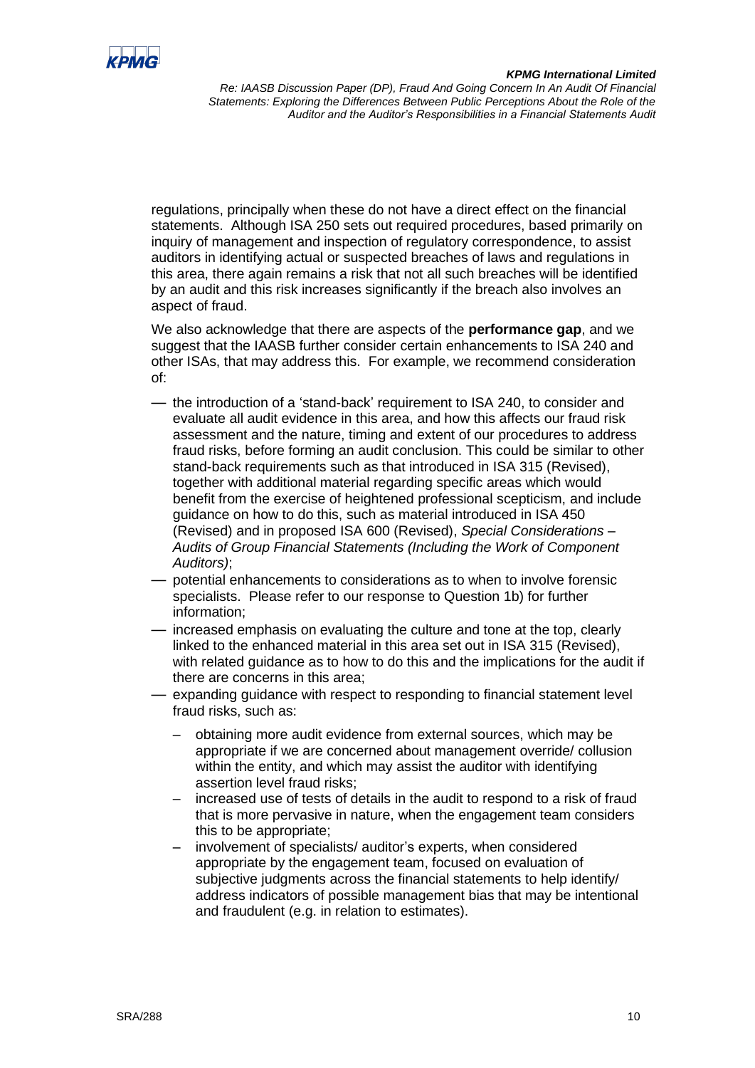regulations, principally when these do not have a direct effect on the financial statements. Although ISA 250 sets out required procedures, based primarily on inquiry of management and inspection of regulatory correspondence, to assist auditors in identifying actual or suspected breaches of laws and regulations in this area, there again remains a risk that not all such breaches will be identified by an audit and this risk increases significantly if the breach also involves an aspect of fraud.

We also acknowledge that there are aspects of the **performance gap**, and we suggest that the IAASB further consider certain enhancements to ISA 240 and other ISAs, that may address this. For example, we recommend consideration of:

- the introduction of a 'stand-back' requirement to ISA 240, to consider and evaluate all audit evidence in this area, and how this affects our fraud risk assessment and the nature, timing and extent of our procedures to address fraud risks, before forming an audit conclusion. This could be similar to other stand-back requirements such as that introduced in ISA 315 (Revised), together with additional material regarding specific areas which would benefit from the exercise of heightened professional scepticism, and include guidance on how to do this, such as material introduced in ISA 450 (Revised) and in proposed ISA 600 (Revised), *Special Considerations – Audits of Group Financial Statements (Including the Work of Component Auditors)*;
- potential enhancements to considerations as to when to involve forensic specialists. Please refer to our response to Question 1b) for further information;
- increased emphasis on evaluating the culture and tone at the top, clearly linked to the enhanced material in this area set out in ISA 315 (Revised), with related guidance as to how to do this and the implications for the audit if there are concerns in this area;
- expanding guidance with respect to responding to financial statement level fraud risks, such as:
  - obtaining more audit evidence from external sources, which may be appropriate if we are concerned about management override/ collusion within the entity, and which may assist the auditor with identifying assertion level fraud risks;
  - increased use of tests of details in the audit to respond to a risk of fraud that is more pervasive in nature, when the engagement team considers this to be appropriate;
  - involvement of specialists/ auditor's experts, when considered appropriate by the engagement team, focused on evaluation of subjective judgments across the financial statements to help identify/ address indicators of possible management bias that may be intentional and fraudulent (e.g. in relation to estimates).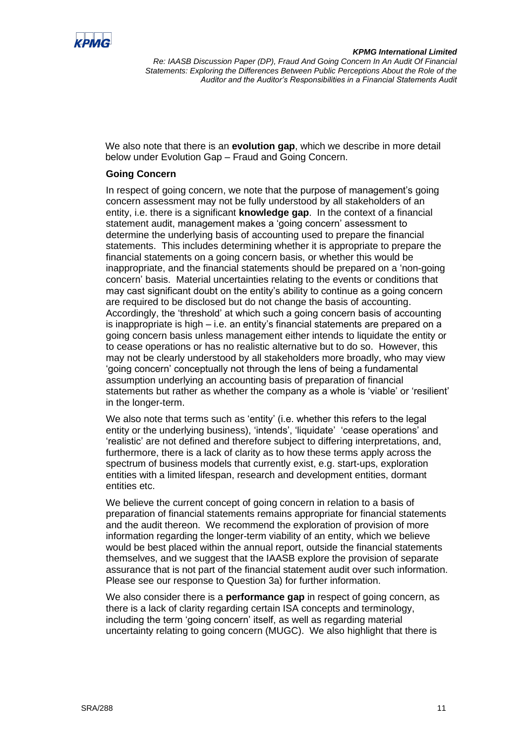We also note that there is an **evolution gap**, which we describe in more detail below under Evolution Gap – Fraud and Going Concern.

**Going Concern**

In respect of going concern, we note that the purpose of management's going concern assessment may not be fully understood by all stakeholders of an entity, i.e. there is a significant **knowledge gap**. In the context of a financial statement audit, management makes a 'going concern' assessment to determine the underlying basis of accounting used to prepare the financial statements. This includes determining whether it is appropriate to prepare the financial statements on a going concern basis, or whether this would be inappropriate, and the financial statements should be prepared on a 'non-going concern' basis. Material uncertainties relating to the events or conditions that may cast significant doubt on the entity's ability to continue as a going concern are required to be disclosed but do not change the basis of accounting. Accordingly, the 'threshold' at which such a going concern basis of accounting is inappropriate is high – i.e. an entity's financial statements are prepared on a going concern basis unless management either intends to liquidate the entity or to cease operations or has no realistic alternative but to do so. However, this may not be clearly understood by all stakeholders more broadly, who may view 'going concern' conceptually not through the lens of being a fundamental assumption underlying an accounting basis of preparation of financial statements but rather as whether the company as a whole is 'viable' or 'resilient' in the longer-term.

We also note that terms such as 'entity' (i.e. whether this refers to the legal entity or the underlying business), 'intends', 'liquidate' 'cease operations' and 'realistic' are not defined and therefore subject to differing interpretations, and, furthermore, there is a lack of clarity as to how these terms apply across the spectrum of business models that currently exist, e.g. start-ups, exploration entities with a limited lifespan, research and development entities, dormant entities etc.

We believe the current concept of going concern in relation to a basis of preparation of financial statements remains appropriate for financial statements and the audit thereon. We recommend the exploration of provision of more information regarding the longer-term viability of an entity, which we believe would be best placed within the annual report, outside the financial statements themselves, and we suggest that the IAASB explore the provision of separate assurance that is not part of the financial statement audit over such information. Please see our response to Question 3a) for further information.

We also consider there is a **performance gap** in respect of going concern, as there is a lack of clarity regarding certain ISA concepts and terminology, including the term 'going concern' itself, as well as regarding material uncertainty relating to going concern (MUGC). We also highlight that there is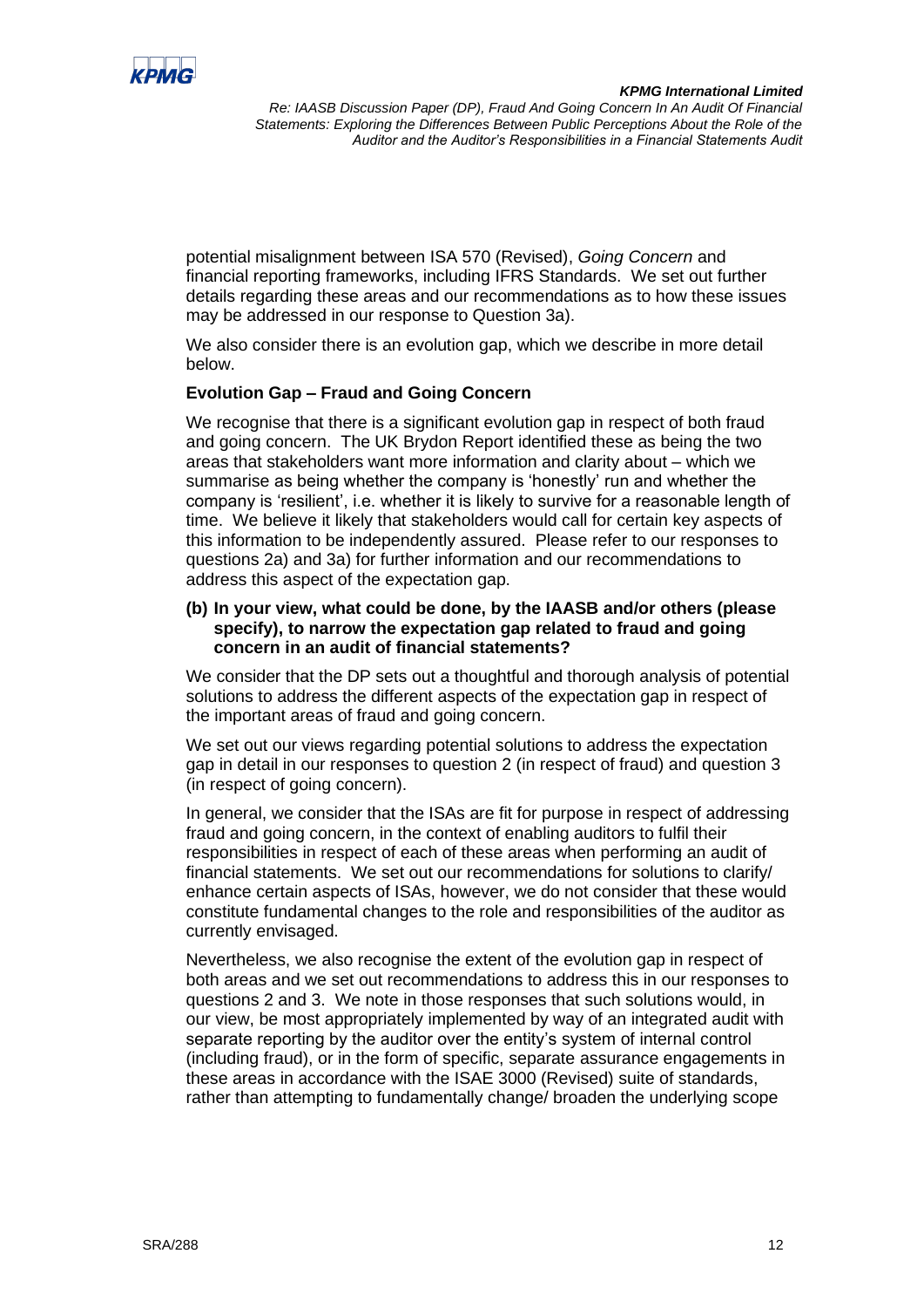potential misalignment between ISA 570 (Revised), *Going Concern* and financial reporting frameworks, including IFRS Standards. We set out further details regarding these areas and our recommendations as to how these issues may be addressed in our response to Question 3a).

We also consider there is an evolution gap, which we describe in more detail below.

**Evolution Gap – Fraud and Going Concern**

We recognise that there is a significant evolution gap in respect of both fraud and going concern. The UK Brydon Report identified these as being the two areas that stakeholders want more information and clarity about – which we summarise as being whether the company is 'honestly' run and whether the company is 'resilient', i.e. whether it is likely to survive for a reasonable length of time. We believe it likely that stakeholders would call for certain key aspects of this information to be independently assured. Please refer to our responses to questions 2a) and 3a) for further information and our recommendations to address this aspect of the expectation gap.

**(b) In your view, what could be done, by the IAASB and/or others (please specify), to narrow the expectation gap related to fraud and going concern in an audit of financial statements?**

We consider that the DP sets out a thoughtful and thorough analysis of potential solutions to address the different aspects of the expectation gap in respect of the important areas of fraud and going concern.

We set out our views regarding potential solutions to address the expectation gap in detail in our responses to question 2 (in respect of fraud) and question 3 (in respect of going concern).

In general, we consider that the ISAs are fit for purpose in respect of addressing fraud and going concern, in the context of enabling auditors to fulfil their responsibilities in respect of each of these areas when performing an audit of financial statements. We set out our recommendations for solutions to clarify/ enhance certain aspects of ISAs, however, we do not consider that these would constitute fundamental changes to the role and responsibilities of the auditor as currently envisaged.

Nevertheless, we also recognise the extent of the evolution gap in respect of both areas and we set out recommendations to address this in our responses to questions 2 and 3. We note in those responses that such solutions would, in our view, be most appropriately implemented by way of an integrated audit with separate reporting by the auditor over the entity's system of internal control (including fraud), or in the form of specific, separate assurance engagements in these areas in accordance with the ISAE 3000 (Revised) suite of standards, rather than attempting to fundamentally change/ broaden the underlying scope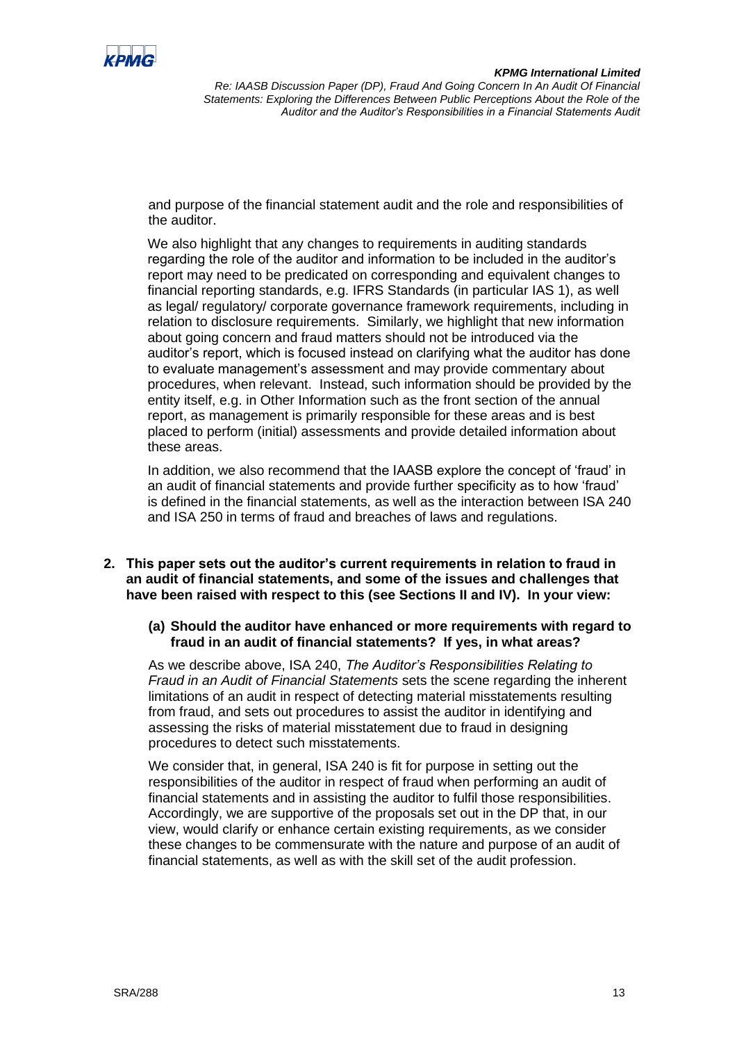and purpose of the financial statement audit and the role and responsibilities of the auditor.

We also highlight that any changes to requirements in auditing standards regarding the role of the auditor and information to be included in the auditor's report may need to be predicated on corresponding and equivalent changes to financial reporting standards, e.g. IFRS Standards (in particular IAS 1), as well as legal/ regulatory/ corporate governance framework requirements, including in relation to disclosure requirements. Similarly, we highlight that new information about going concern and fraud matters should not be introduced via the auditor's report, which is focused instead on clarifying what the auditor has done to evaluate management's assessment and may provide commentary about procedures, when relevant. Instead, such information should be provided by the entity itself, e.g. in Other Information such as the front section of the annual report, as management is primarily responsible for these areas and is best placed to perform (initial) assessments and provide detailed information about these areas.

In addition, we also recommend that the IAASB explore the concept of 'fraud' in an audit of financial statements and provide further specificity as to how 'fraud' is defined in the financial statements, as well as the interaction between ISA 240 and ISA 250 in terms of fraud and breaches of laws and regulations.

**2. This paper sets out the auditor's current requirements in relation to fraud in an audit of financial statements, and some of the issues and challenges that have been raised with respect to this (see Sections II and IV). In your view:**

**(a) Should the auditor have enhanced or more requirements with regard to fraud in an audit of financial statements? If yes, in what areas?**

As we describe above, ISA 240, *The Auditor's Responsibilities Relating to Fraud in an Audit of Financial Statements* sets the scene regarding the inherent limitations of an audit in respect of detecting material misstatements resulting from fraud, and sets out procedures to assist the auditor in identifying and assessing the risks of material misstatement due to fraud in designing procedures to detect such misstatements.

We consider that, in general, ISA 240 is fit for purpose in setting out the responsibilities of the auditor in respect of fraud when performing an audit of financial statements and in assisting the auditor to fulfil those responsibilities. Accordingly, we are supportive of the proposals set out in the DP that, in our view, would clarify or enhance certain existing requirements, as we consider these changes to be commensurate with the nature and purpose of an audit of financial statements, as well as with the skill set of the audit profession.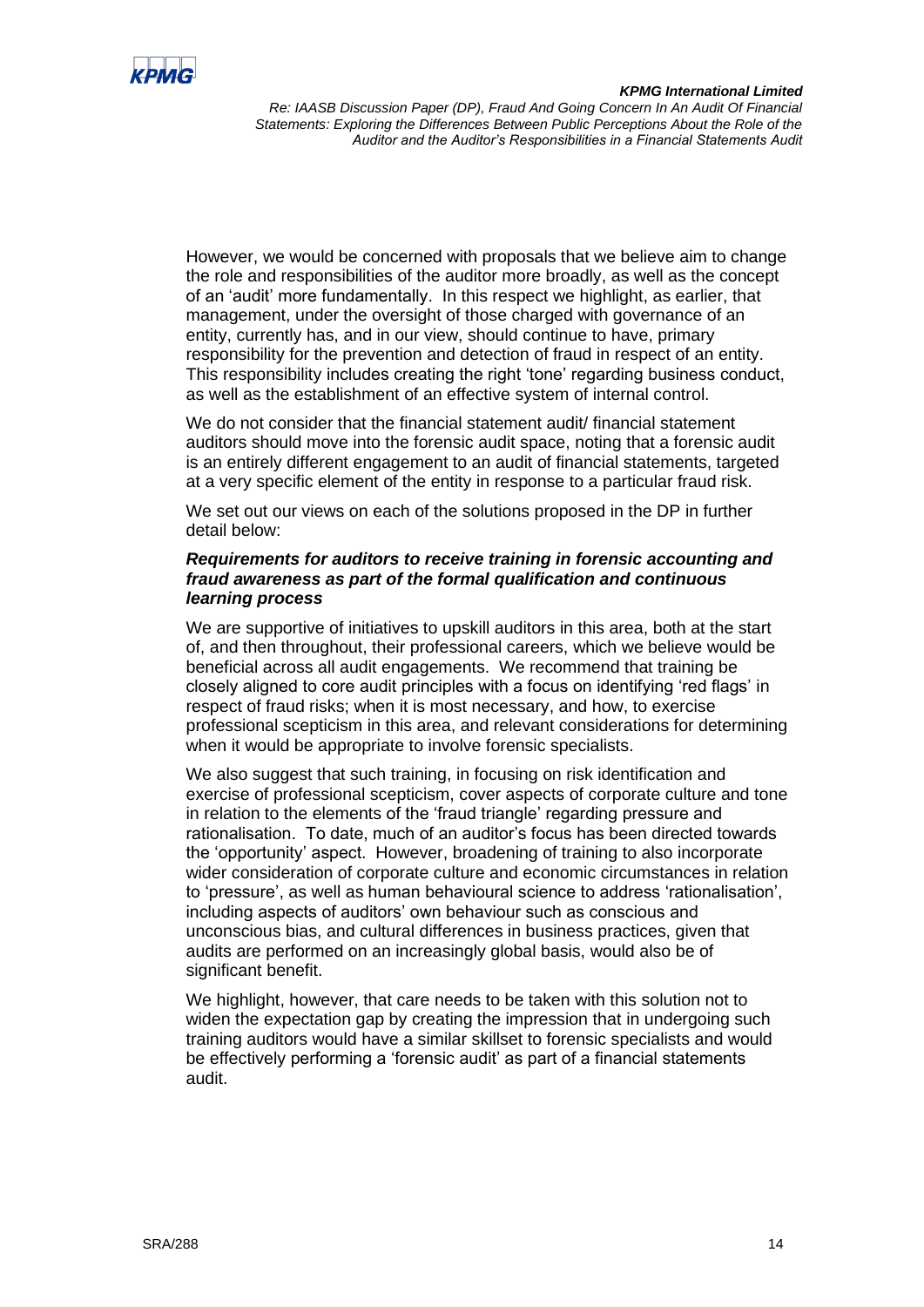However, we would be concerned with proposals that we believe aim to change the role and responsibilities of the auditor more broadly, as well as the concept of an 'audit' more fundamentally. In this respect we highlight, as earlier, that management, under the oversight of those charged with governance of an entity, currently has, and in our view, should continue to have, primary responsibility for the prevention and detection of fraud in respect of an entity. This responsibility includes creating the right 'tone' regarding business conduct, as well as the establishment of an effective system of internal control.

We do not consider that the financial statement audit/ financial statement auditors should move into the forensic audit space, noting that a forensic audit is an entirely different engagement to an audit of financial statements, targeted at a very specific element of the entity in response to a particular fraud risk.

We set out our views on each of the solutions proposed in the DP in further detail below:

***Requirements for auditors to receive training in forensic accounting and fraud awareness as part of the formal qualification and continuous learning process***

We are supportive of initiatives to upskill auditors in this area, both at the start of, and then throughout, their professional careers, which we believe would be beneficial across all audit engagements. We recommend that training be closely aligned to core audit principles with a focus on identifying 'red flags' in respect of fraud risks; when it is most necessary, and how, to exercise professional scepticism in this area, and relevant considerations for determining when it would be appropriate to involve forensic specialists.

We also suggest that such training, in focusing on risk identification and exercise of professional scepticism, cover aspects of corporate culture and tone in relation to the elements of the 'fraud triangle' regarding pressure and rationalisation. To date, much of an auditor's focus has been directed towards the 'opportunity' aspect. However, broadening of training to also incorporate wider consideration of corporate culture and economic circumstances in relation to 'pressure', as well as human behavioural science to address 'rationalisation', including aspects of auditors' own behaviour such as conscious and unconscious bias, and cultural differences in business practices, given that audits are performed on an increasingly global basis, would also be of significant benefit.

We highlight, however, that care needs to be taken with this solution not to widen the expectation gap by creating the impression that in undergoing such training auditors would have a similar skillset to forensic specialists and would be effectively performing a 'forensic audit' as part of a financial statements audit.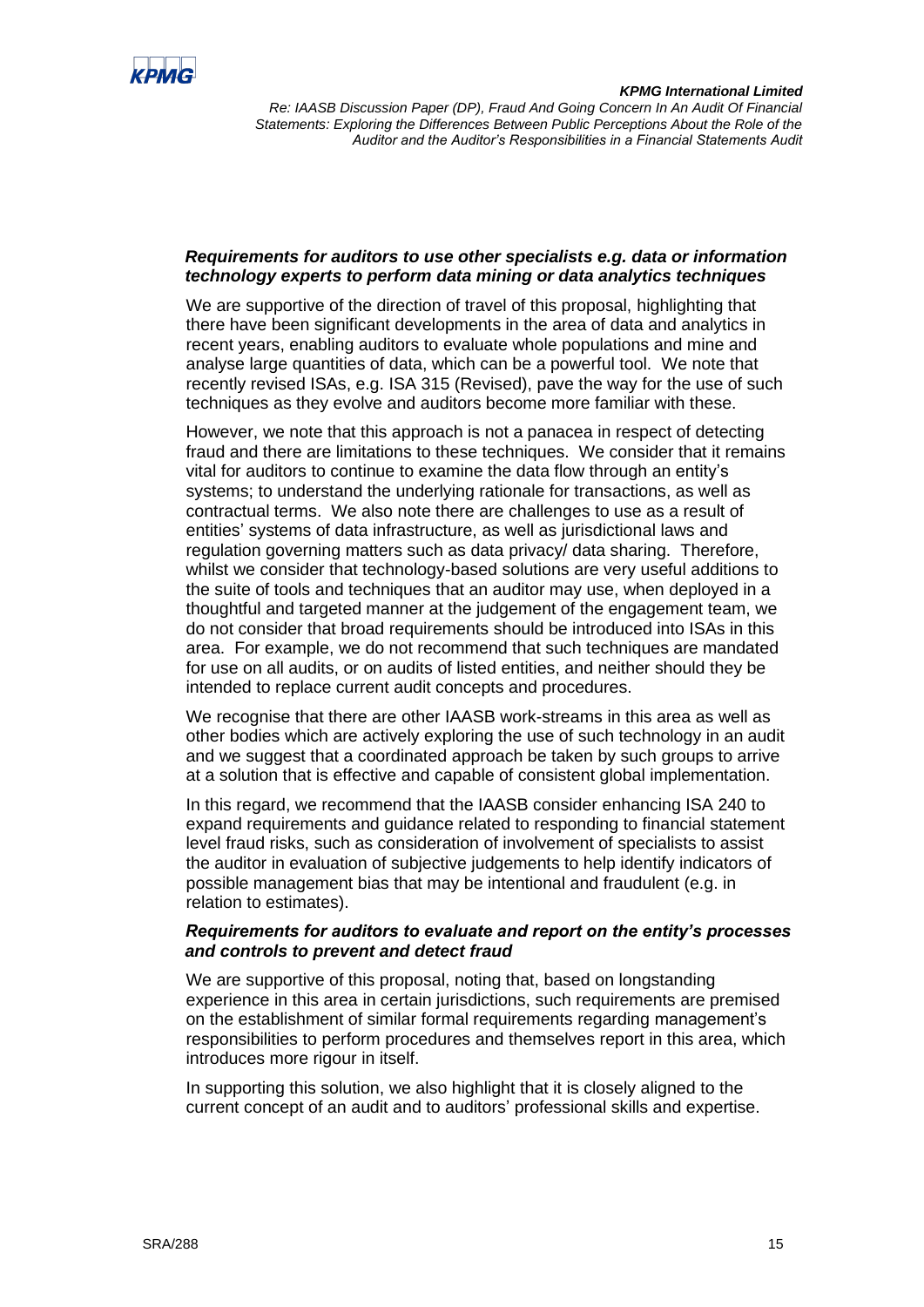***Requirements for auditors to use other specialists e.g. data or information technology experts to perform data mining or data analytics techniques***

We are supportive of the direction of travel of this proposal, highlighting that there have been significant developments in the area of data and analytics in recent years, enabling auditors to evaluate whole populations and mine and analyse large quantities of data, which can be a powerful tool. We note that recently revised ISAs, e.g. ISA 315 (Revised), pave the way for the use of such techniques as they evolve and auditors become more familiar with these.

However, we note that this approach is not a panacea in respect of detecting fraud and there are limitations to these techniques. We consider that it remains vital for auditors to continue to examine the data flow through an entity's systems; to understand the underlying rationale for transactions, as well as contractual terms. We also note there are challenges to use as a result of entities' systems of data infrastructure, as well as jurisdictional laws and regulation governing matters such as data privacy/ data sharing. Therefore, whilst we consider that technology-based solutions are very useful additions to the suite of tools and techniques that an auditor may use, when deployed in a thoughtful and targeted manner at the judgement of the engagement team, we do not consider that broad requirements should be introduced into ISAs in this area. For example, we do not recommend that such techniques are mandated for use on all audits, or on audits of listed entities, and neither should they be intended to replace current audit concepts and procedures.

We recognise that there are other IAASB work-streams in this area as well as other bodies which are actively exploring the use of such technology in an audit and we suggest that a coordinated approach be taken by such groups to arrive at a solution that is effective and capable of consistent global implementation.

In this regard, we recommend that the IAASB consider enhancing ISA 240 to expand requirements and guidance related to responding to financial statement level fraud risks, such as consideration of involvement of specialists to assist the auditor in evaluation of subjective judgements to help identify indicators of possible management bias that may be intentional and fraudulent (e.g. in relation to estimates).

***Requirements for auditors to evaluate and report on the entity's processes and controls to prevent and detect fraud***

We are supportive of this proposal, noting that, based on longstanding experience in this area in certain jurisdictions, such requirements are premised on the establishment of similar formal requirements regarding management's responsibilities to perform procedures and themselves report in this area, which introduces more rigour in itself.

In supporting this solution, we also highlight that it is closely aligned to the current concept of an audit and to auditors' professional skills and expertise.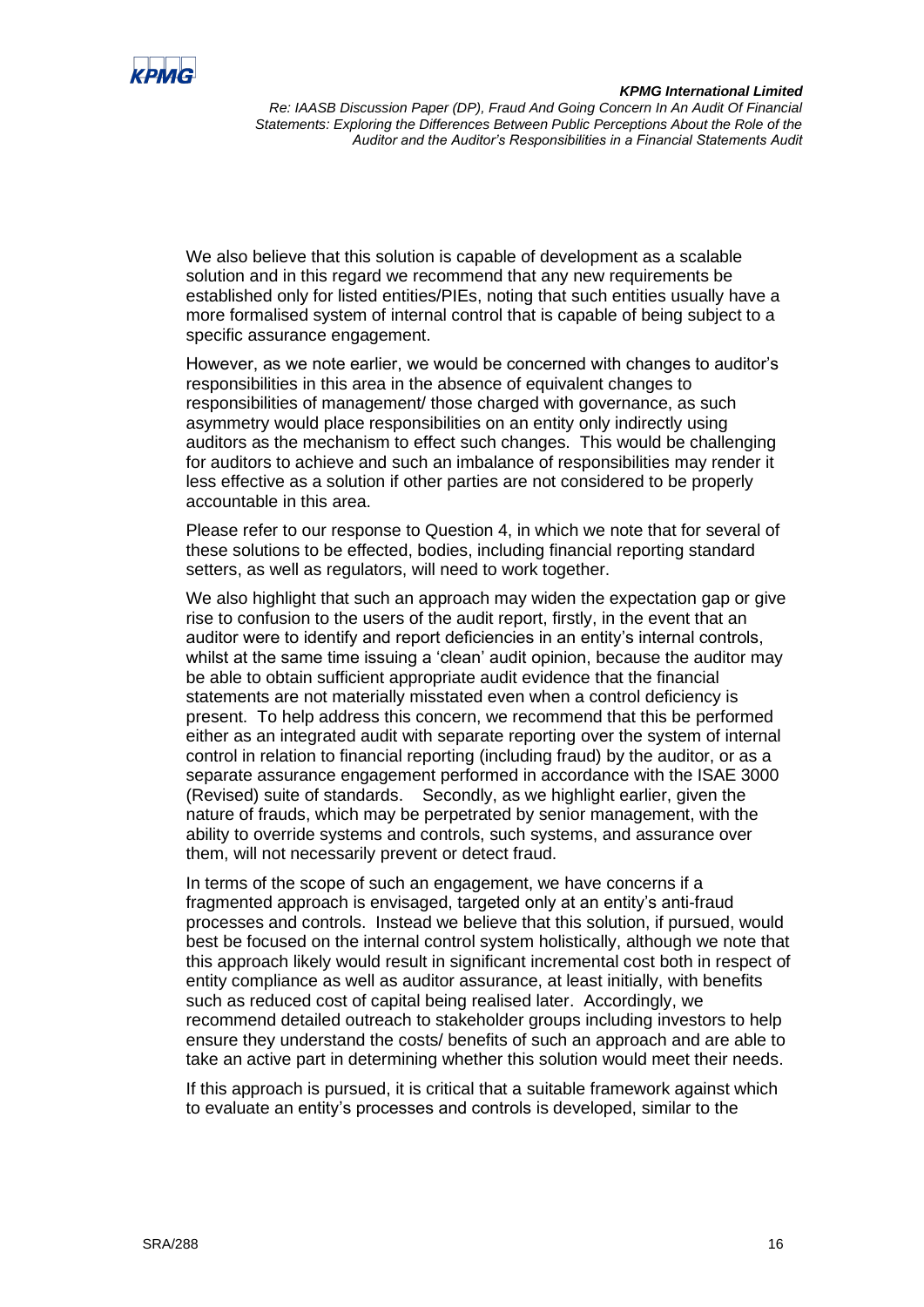We also believe that this solution is capable of development as a scalable solution and in this regard we recommend that any new requirements be established only for listed entities/PIEs, noting that such entities usually have a more formalised system of internal control that is capable of being subject to a specific assurance engagement.

However, as we note earlier, we would be concerned with changes to auditor's responsibilities in this area in the absence of equivalent changes to responsibilities of management/ those charged with governance, as such asymmetry would place responsibilities on an entity only indirectly using auditors as the mechanism to effect such changes. This would be challenging for auditors to achieve and such an imbalance of responsibilities may render it less effective as a solution if other parties are not considered to be properly accountable in this area.

Please refer to our response to Question 4, in which we note that for several of these solutions to be effected, bodies, including financial reporting standard setters, as well as regulators, will need to work together.

We also highlight that such an approach may widen the expectation gap or give rise to confusion to the users of the audit report, firstly, in the event that an auditor were to identify and report deficiencies in an entity's internal controls, whilst at the same time issuing a 'clean' audit opinion, because the auditor may be able to obtain sufficient appropriate audit evidence that the financial statements are not materially misstated even when a control deficiency is present. To help address this concern, we recommend that this be performed either as an integrated audit with separate reporting over the system of internal control in relation to financial reporting (including fraud) by the auditor, or as a separate assurance engagement performed in accordance with the ISAE 3000 (Revised) suite of standards. Secondly, as we highlight earlier, given the nature of frauds, which may be perpetrated by senior management, with the ability to override systems and controls, such systems, and assurance over them, will not necessarily prevent or detect fraud.

In terms of the scope of such an engagement, we have concerns if a fragmented approach is envisaged, targeted only at an entity's anti-fraud processes and controls. Instead we believe that this solution, if pursued, would best be focused on the internal control system holistically, although we note that this approach likely would result in significant incremental cost both in respect of entity compliance as well as auditor assurance, at least initially, with benefits such as reduced cost of capital being realised later. Accordingly, we recommend detailed outreach to stakeholder groups including investors to help ensure they understand the costs/ benefits of such an approach and are able to take an active part in determining whether this solution would meet their needs.

If this approach is pursued, it is critical that a suitable framework against which to evaluate an entity's processes and controls is developed, similar to the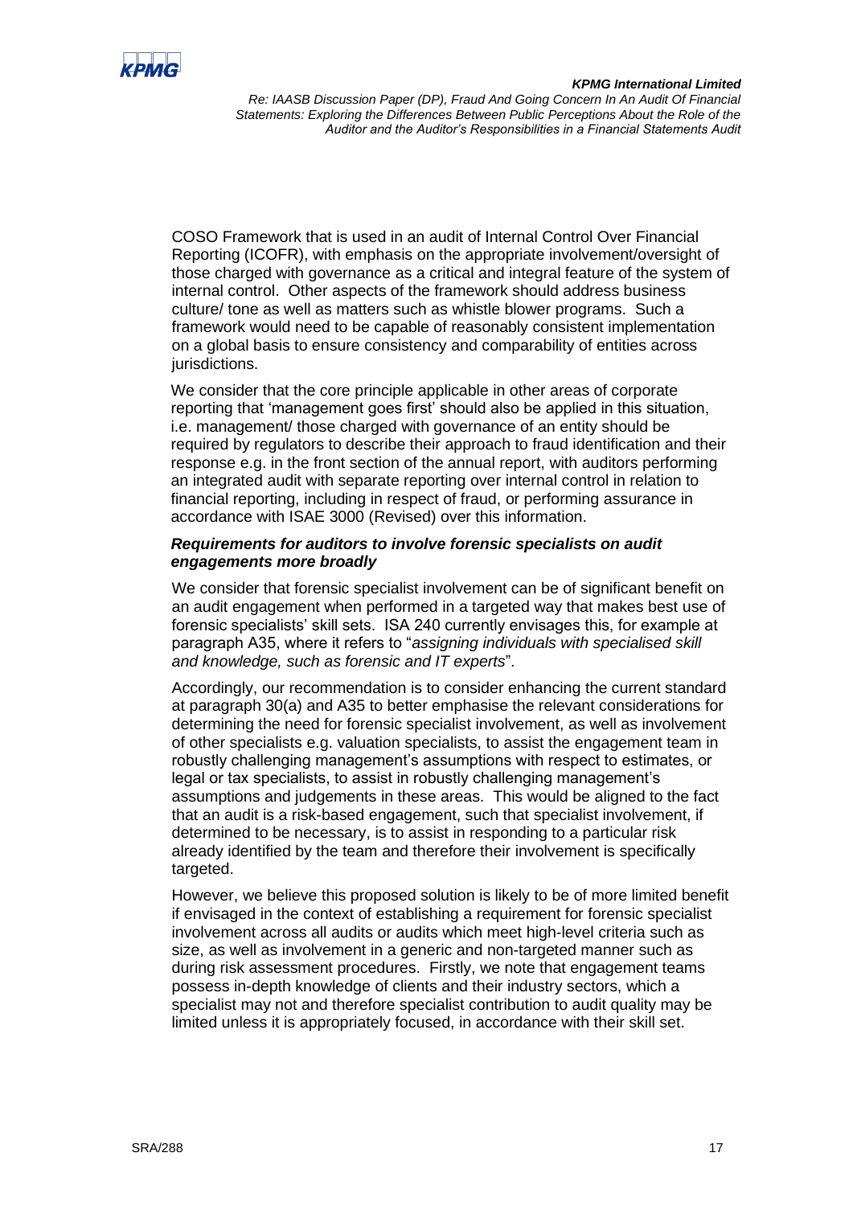COSO Framework that is used in an audit of Internal Control Over Financial Reporting (ICOFR), with emphasis on the appropriate involvement/oversight of those charged with governance as a critical and integral feature of the system of internal control. Other aspects of the framework should address business culture/ tone as well as matters such as whistle blower programs. Such a framework would need to be capable of reasonably consistent implementation on a global basis to ensure consistency and comparability of entities across jurisdictions.

We consider that the core principle applicable in other areas of corporate reporting that 'management goes first' should also be applied in this situation, i.e. management/ those charged with governance of an entity should be required by regulators to describe their approach to fraud identification and their response e.g. in the front section of the annual report, with auditors performing an integrated audit with separate reporting over internal control in relation to financial reporting, including in respect of fraud, or performing assurance in accordance with ISAE 3000 (Revised) over this information.

***Requirements for auditors to involve forensic specialists on audit engagements more broadly***

We consider that forensic specialist involvement can be of significant benefit on an audit engagement when performed in a targeted way that makes best use of forensic specialists' skill sets. ISA 240 currently envisages this, for example at paragraph A35, where it refers to "*assigning individuals with specialised skill and knowledge, such as forensic and IT experts*".

Accordingly, our recommendation is to consider enhancing the current standard at paragraph 30(a) and A35 to better emphasise the relevant considerations for determining the need for forensic specialist involvement, as well as involvement of other specialists e.g. valuation specialists, to assist the engagement team in robustly challenging management's assumptions with respect to estimates, or legal or tax specialists, to assist in robustly challenging management's assumptions and judgements in these areas. This would be aligned to the fact that an audit is a risk-based engagement, such that specialist involvement, if determined to be necessary, is to assist in responding to a particular risk already identified by the team and therefore their involvement is specifically targeted.

However, we believe this proposed solution is likely to be of more limited benefit if envisaged in the context of establishing a requirement for forensic specialist involvement across all audits or audits which meet high-level criteria such as size, as well as involvement in a generic and non-targeted manner such as during risk assessment procedures. Firstly, we note that engagement teams possess in-depth knowledge of clients and their industry sectors, which a specialist may not and therefore specialist contribution to audit quality may be limited unless it is appropriately focused, in accordance with their skill set.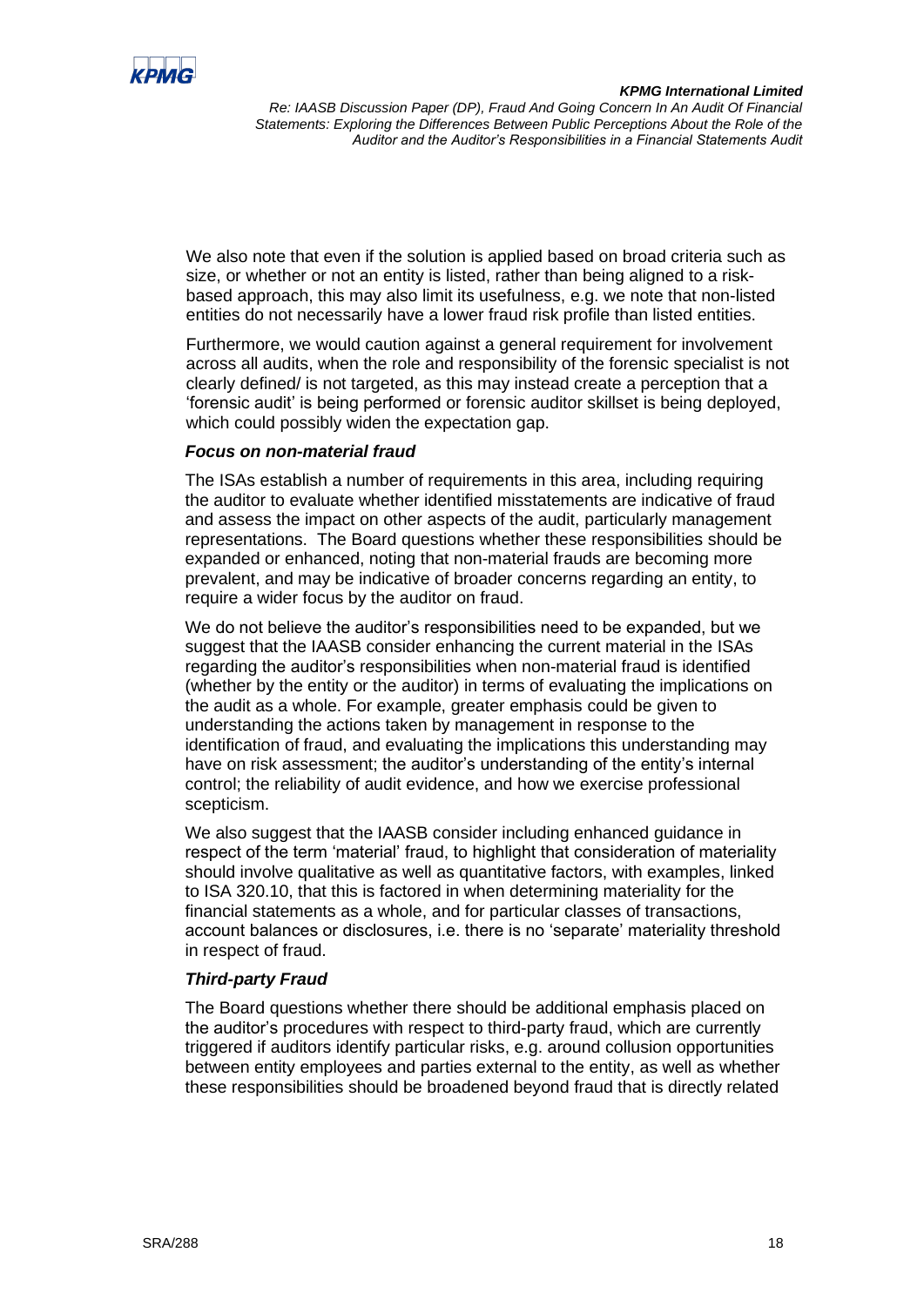We also note that even if the solution is applied based on broad criteria such as size, or whether or not an entity is listed, rather than being aligned to a risk-based approach, this may also limit its usefulness, e.g. we note that non-listed entities do not necessarily have a lower fraud risk profile than listed entities.

Furthermore, we would caution against a general requirement for involvement across all audits, when the role and responsibility of the forensic specialist is not clearly defined/ is not targeted, as this may instead create a perception that a 'forensic audit' is being performed or forensic auditor skillset is being deployed, which could possibly widen the expectation gap.

***Focus on non-material fraud***

The ISAs establish a number of requirements in this area, including requiring the auditor to evaluate whether identified misstatements are indicative of fraud and assess the impact on other aspects of the audit, particularly management representations. The Board questions whether these responsibilities should be expanded or enhanced, noting that non-material frauds are becoming more prevalent, and may be indicative of broader concerns regarding an entity, to require a wider focus by the auditor on fraud.

We do not believe the auditor's responsibilities need to be expanded, but we suggest that the IAASB consider enhancing the current material in the ISAs regarding the auditor's responsibilities when non-material fraud is identified (whether by the entity or the auditor) in terms of evaluating the implications on the audit as a whole. For example, greater emphasis could be given to understanding the actions taken by management in response to the identification of fraud, and evaluating the implications this understanding may have on risk assessment; the auditor's understanding of the entity's internal control; the reliability of audit evidence, and how we exercise professional scepticism.

We also suggest that the IAASB consider including enhanced guidance in respect of the term 'material' fraud, to highlight that consideration of materiality should involve qualitative as well as quantitative factors, with examples, linked to ISA 320.10, that this is factored in when determining materiality for the financial statements as a whole, and for particular classes of transactions, account balances or disclosures, i.e. there is no 'separate' materiality threshold in respect of fraud.

***Third-party Fraud***

The Board questions whether there should be additional emphasis placed on the auditor's procedures with respect to third-party fraud, which are currently triggered if auditors identify particular risks, e.g. around collusion opportunities between entity employees and parties external to the entity, as well as whether these responsibilities should be broadened beyond fraud that is directly related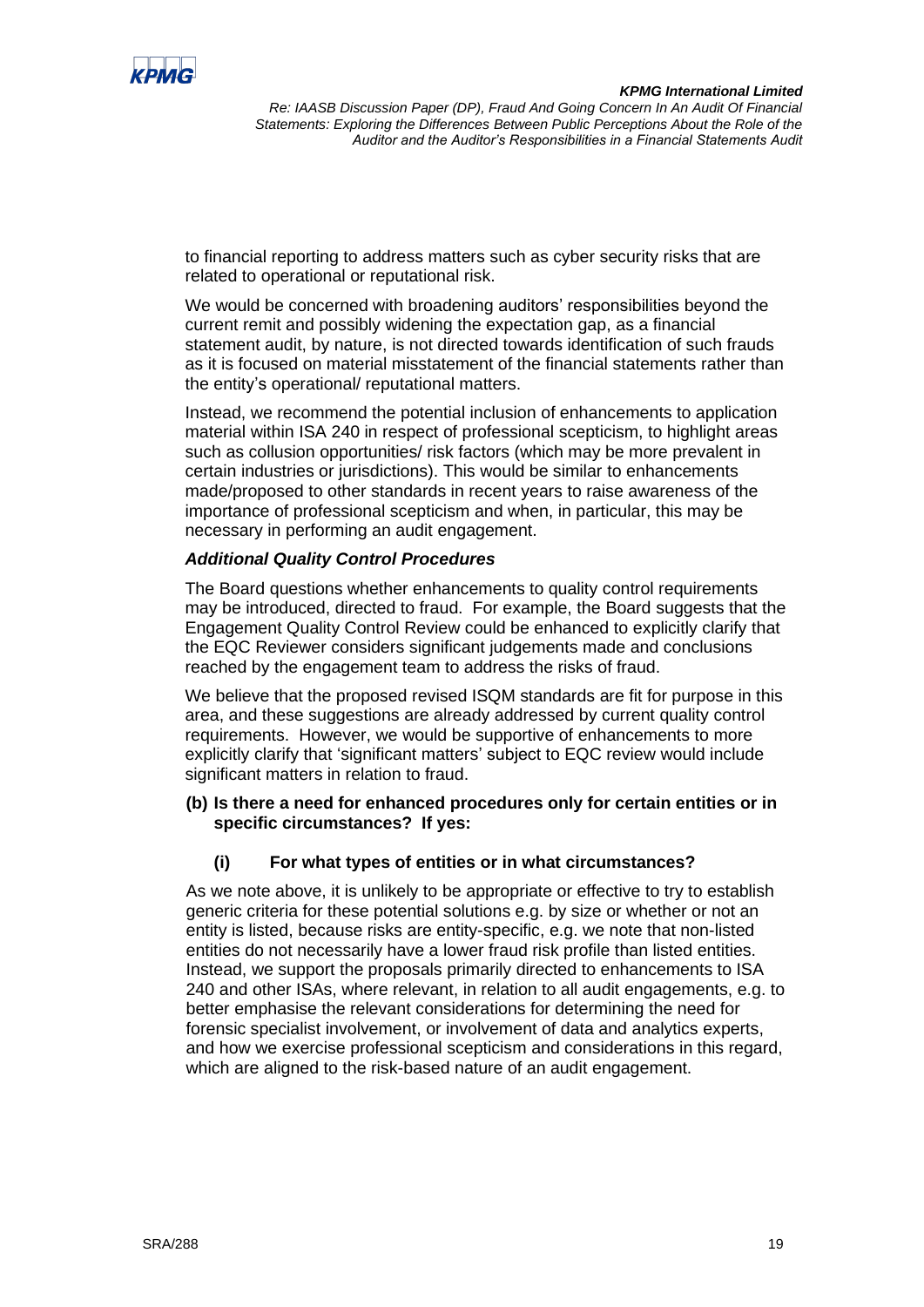to financial reporting to address matters such as cyber security risks that are related to operational or reputational risk.

We would be concerned with broadening auditors' responsibilities beyond the current remit and possibly widening the expectation gap, as a financial statement audit, by nature, is not directed towards identification of such frauds as it is focused on material misstatement of the financial statements rather than the entity's operational/ reputational matters.

Instead, we recommend the potential inclusion of enhancements to application material within ISA 240 in respect of professional scepticism, to highlight areas such as collusion opportunities/ risk factors (which may be more prevalent in certain industries or jurisdictions). This would be similar to enhancements made/proposed to other standards in recent years to raise awareness of the importance of professional scepticism and when, in particular, this may be necessary in performing an audit engagement.

***Additional Quality Control Procedures***

The Board questions whether enhancements to quality control requirements may be introduced, directed to fraud. For example, the Board suggests that the Engagement Quality Control Review could be enhanced to explicitly clarify that the EQC Reviewer considers significant judgements made and conclusions reached by the engagement team to address the risks of fraud.

We believe that the proposed revised ISQM standards are fit for purpose in this area, and these suggestions are already addressed by current quality control requirements. However, we would be supportive of enhancements to more explicitly clarify that 'significant matters' subject to EQC review would include significant matters in relation to fraud.

**(b) Is there a need for enhanced procedures only for certain entities or in specific circumstances? If yes:**

**(i) For what types of entities or in what circumstances?**

As we note above, it is unlikely to be appropriate or effective to try to establish generic criteria for these potential solutions e.g. by size or whether or not an entity is listed, because risks are entity-specific, e.g. we note that non-listed entities do not necessarily have a lower fraud risk profile than listed entities. Instead, we support the proposals primarily directed to enhancements to ISA 240 and other ISAs, where relevant, in relation to all audit engagements, e.g. to better emphasise the relevant considerations for determining the need for forensic specialist involvement, or involvement of data and analytics experts, and how we exercise professional scepticism and considerations in this regard, which are aligned to the risk-based nature of an audit engagement.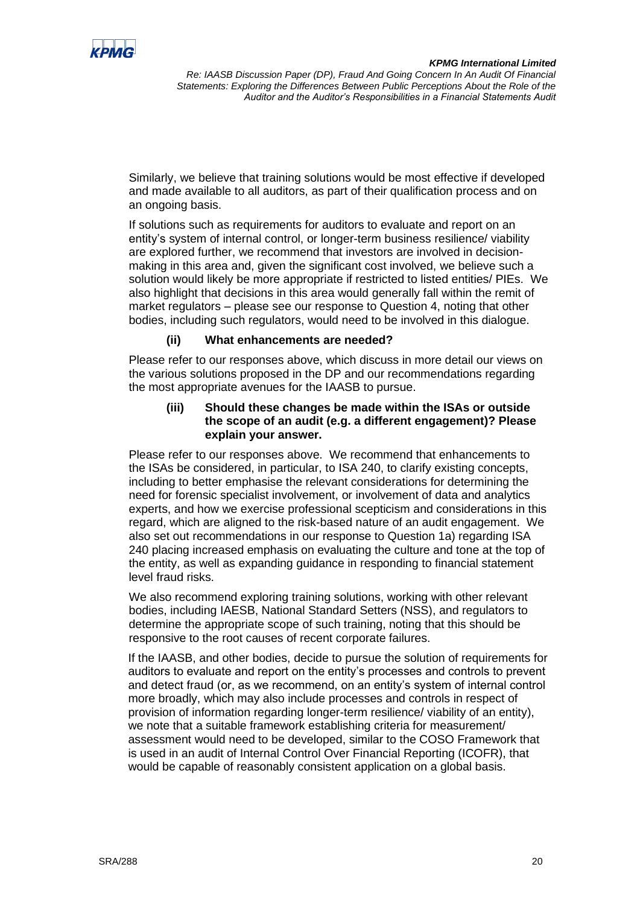Similarly, we believe that training solutions would be most effective if developed and made available to all auditors, as part of their qualification process and on an ongoing basis.

If solutions such as requirements for auditors to evaluate and report on an entity's system of internal control, or longer-term business resilience/ viability are explored further, we recommend that investors are involved in decision-making in this area and, given the significant cost involved, we believe such a solution would likely be more appropriate if restricted to listed entities/ PIEs. We also highlight that decisions in this area would generally fall within the remit of market regulators – please see our response to Question 4, noting that other bodies, including such regulators, would need to be involved in this dialogue.

**(ii) What enhancements are needed?**

Please refer to our responses above, which discuss in more detail our views on the various solutions proposed in the DP and our recommendations regarding the most appropriate avenues for the IAASB to pursue.

**(iii) Should these changes be made within the ISAs or outside the scope of an audit (e.g. a different engagement)? Please explain your answer.**

Please refer to our responses above. We recommend that enhancements to the ISAs be considered, in particular, to ISA 240, to clarify existing concepts, including to better emphasise the relevant considerations for determining the need for forensic specialist involvement, or involvement of data and analytics experts, and how we exercise professional scepticism and considerations in this regard, which are aligned to the risk-based nature of an audit engagement. We also set out recommendations in our response to Question 1a) regarding ISA 240 placing increased emphasis on evaluating the culture and tone at the top of the entity, as well as expanding guidance in responding to financial statement level fraud risks.

We also recommend exploring training solutions, working with other relevant bodies, including IAESB, National Standard Setters (NSS), and regulators to determine the appropriate scope of such training, noting that this should be responsive to the root causes of recent corporate failures.

If the IAASB, and other bodies, decide to pursue the solution of requirements for auditors to evaluate and report on the entity's processes and controls to prevent and detect fraud (or, as we recommend, on an entity's system of internal control more broadly, which may also include processes and controls in respect of provision of information regarding longer-term resilience/ viability of an entity), we note that a suitable framework establishing criteria for measurement/ assessment would need to be developed, similar to the COSO Framework that is used in an audit of Internal Control Over Financial Reporting (ICOFR), that would be capable of reasonably consistent application on a global basis.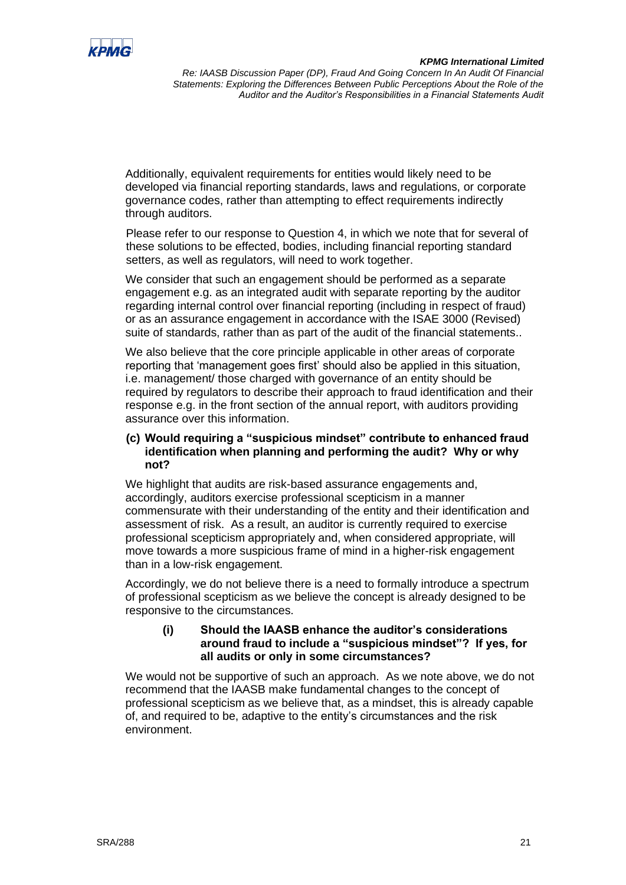Additionally, equivalent requirements for entities would likely need to be developed via financial reporting standards, laws and regulations, or corporate governance codes, rather than attempting to effect requirements indirectly through auditors.

Please refer to our response to Question 4, in which we note that for several of these solutions to be effected, bodies, including financial reporting standard setters, as well as regulators, will need to work together.

We consider that such an engagement should be performed as a separate engagement e.g. as an integrated audit with separate reporting by the auditor regarding internal control over financial reporting (including in respect of fraud) or as an assurance engagement in accordance with the ISAE 3000 (Revised) suite of standards, rather than as part of the audit of the financial statements..

We also believe that the core principle applicable in other areas of corporate reporting that 'management goes first' should also be applied in this situation, i.e. management/ those charged with governance of an entity should be required by regulators to describe their approach to fraud identification and their response e.g. in the front section of the annual report, with auditors providing assurance over this information.

**(c) Would requiring a "suspicious mindset" contribute to enhanced fraud identification when planning and performing the audit? Why or why not?**

We highlight that audits are risk-based assurance engagements and, accordingly, auditors exercise professional scepticism in a manner commensurate with their understanding of the entity and their identification and assessment of risk. As a result, an auditor is currently required to exercise professional scepticism appropriately and, when considered appropriate, will move towards a more suspicious frame of mind in a higher-risk engagement than in a low-risk engagement.

Accordingly, we do not believe there is a need to formally introduce a spectrum of professional scepticism as we believe the concept is already designed to be responsive to the circumstances.

**(i) Should the IAASB enhance the auditor's considerations around fraud to include a "suspicious mindset"? If yes, for all audits or only in some circumstances?**

We would not be supportive of such an approach. As we note above, we do not recommend that the IAASB make fundamental changes to the concept of professional scepticism as we believe that, as a mindset, this is already capable of, and required to be, adaptive to the entity's circumstances and the risk environment.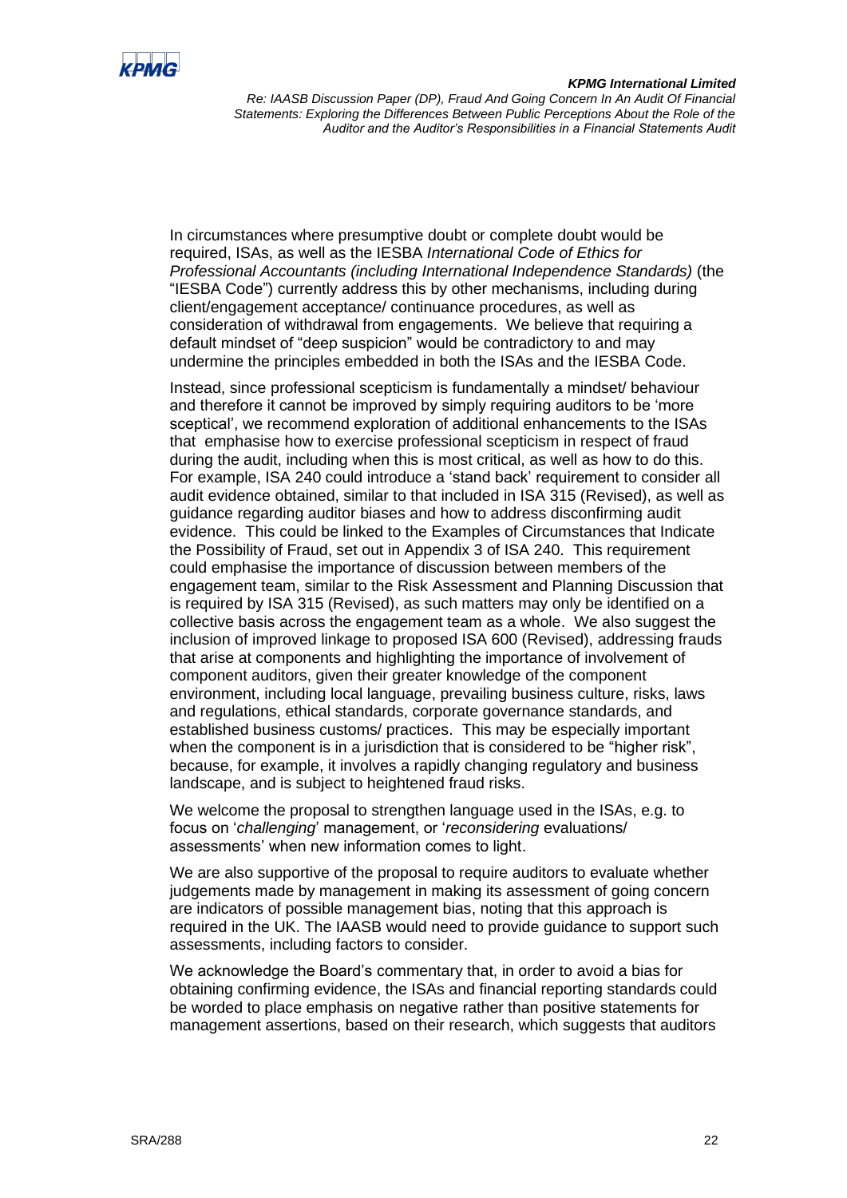In circumstances where presumptive doubt or complete doubt would be required, ISAs, as well as the IESBA *International Code of Ethics for Professional Accountants (including International Independence Standards)* (the "IESBA Code") currently address this by other mechanisms, including during client/engagement acceptance/ continuance procedures, as well as consideration of withdrawal from engagements. We believe that requiring a default mindset of "deep suspicion" would be contradictory to and may undermine the principles embedded in both the ISAs and the IESBA Code.

Instead, since professional scepticism is fundamentally a mindset/ behaviour and therefore it cannot be improved by simply requiring auditors to be 'more sceptical', we recommend exploration of additional enhancements to the ISAs that emphasise how to exercise professional scepticism in respect of fraud during the audit, including when this is most critical, as well as how to do this. For example, ISA 240 could introduce a 'stand back' requirement to consider all audit evidence obtained, similar to that included in ISA 315 (Revised), as well as guidance regarding auditor biases and how to address disconfirming audit evidence. This could be linked to the Examples of Circumstances that Indicate the Possibility of Fraud, set out in Appendix 3 of ISA 240. This requirement could emphasise the importance of discussion between members of the engagement team, similar to the Risk Assessment and Planning Discussion that is required by ISA 315 (Revised), as such matters may only be identified on a collective basis across the engagement team as a whole. We also suggest the inclusion of improved linkage to proposed ISA 600 (Revised), addressing frauds that arise at components and highlighting the importance of involvement of component auditors, given their greater knowledge of the component environment, including local language, prevailing business culture, risks, laws and regulations, ethical standards, corporate governance standards, and established business customs/ practices. This may be especially important when the component is in a jurisdiction that is considered to be "higher risk", because, for example, it involves a rapidly changing regulatory and business landscape, and is subject to heightened fraud risks.

We welcome the proposal to strengthen language used in the ISAs, e.g. to focus on '*challenging*' management, or '*reconsidering* evaluations/ assessments' when new information comes to light.

We are also supportive of the proposal to require auditors to evaluate whether judgements made by management in making its assessment of going concern are indicators of possible management bias, noting that this approach is required in the UK. The IAASB would need to provide guidance to support such assessments, including factors to consider.

We acknowledge the Board's commentary that, in order to avoid a bias for obtaining confirming evidence, the ISAs and financial reporting standards could be worded to place emphasis on negative rather than positive statements for management assertions, based on their research, which suggests that auditors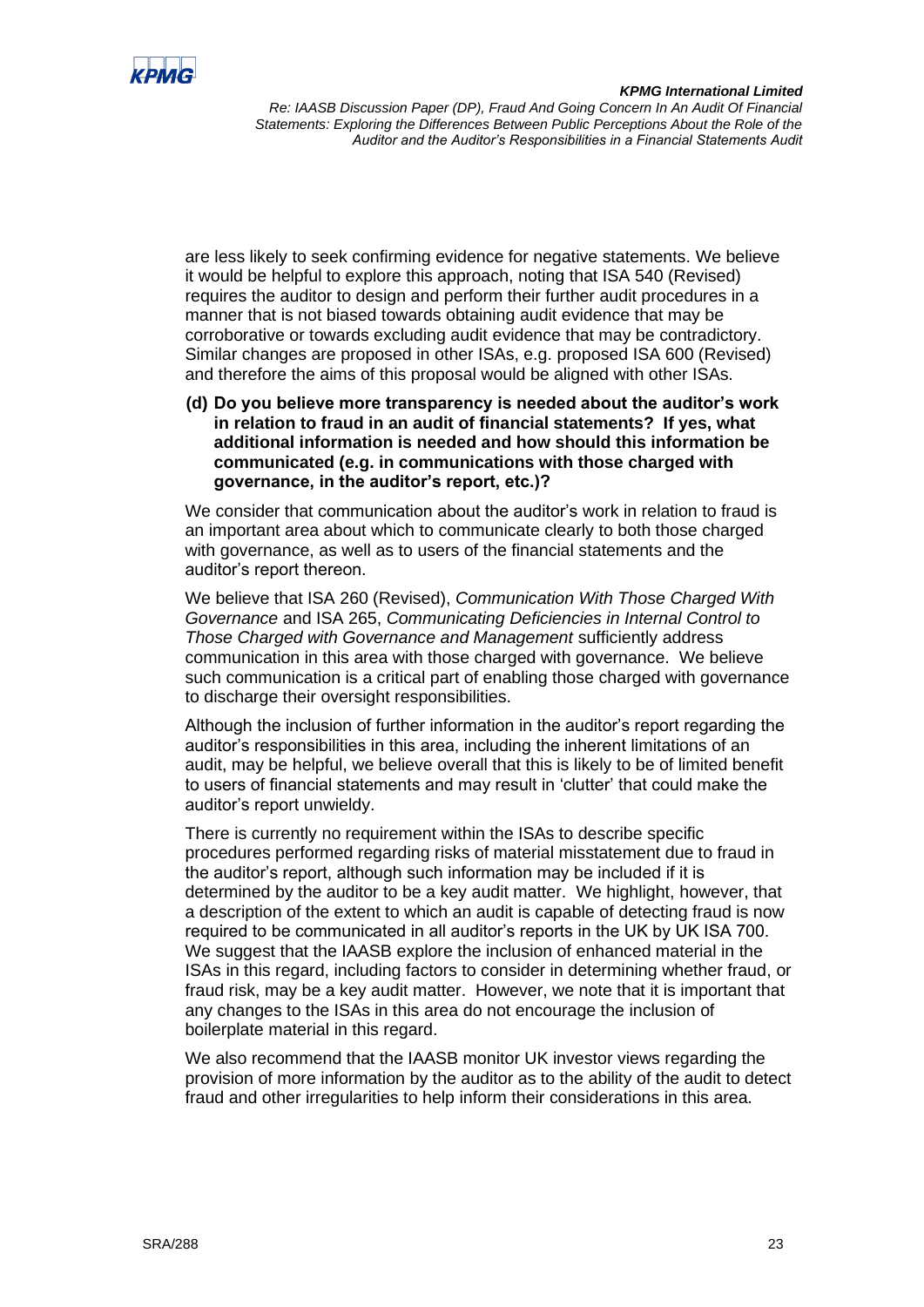are less likely to seek confirming evidence for negative statements. We believe it would be helpful to explore this approach, noting that ISA 540 (Revised) requires the auditor to design and perform their further audit procedures in a manner that is not biased towards obtaining audit evidence that may be corroborative or towards excluding audit evidence that may be contradictory. Similar changes are proposed in other ISAs, e.g. proposed ISA 600 (Revised) and therefore the aims of this proposal would be aligned with other ISAs.

**(d) Do you believe more transparency is needed about the auditor's work in relation to fraud in an audit of financial statements? If yes, what additional information is needed and how should this information be communicated (e.g. in communications with those charged with governance, in the auditor's report, etc.)?**

We consider that communication about the auditor's work in relation to fraud is an important area about which to communicate clearly to both those charged with governance, as well as to users of the financial statements and the auditor's report thereon.

We believe that ISA 260 (Revised), *Communication With Those Charged With Governance* and ISA 265, *Communicating Deficiencies in Internal Control to Those Charged with Governance and Management* sufficiently address communication in this area with those charged with governance. We believe such communication is a critical part of enabling those charged with governance to discharge their oversight responsibilities.

Although the inclusion of further information in the auditor's report regarding the auditor's responsibilities in this area, including the inherent limitations of an audit, may be helpful, we believe overall that this is likely to be of limited benefit to users of financial statements and may result in 'clutter' that could make the auditor's report unwieldy.

There is currently no requirement within the ISAs to describe specific procedures performed regarding risks of material misstatement due to fraud in the auditor's report, although such information may be included if it is determined by the auditor to be a key audit matter. We highlight, however, that a description of the extent to which an audit is capable of detecting fraud is now required to be communicated in all auditor's reports in the UK by UK ISA 700. We suggest that the IAASB explore the inclusion of enhanced material in the ISAs in this regard, including factors to consider in determining whether fraud, or fraud risk, may be a key audit matter. However, we note that it is important that any changes to the ISAs in this area do not encourage the inclusion of boilerplate material in this regard.

We also recommend that the IAASB monitor UK investor views regarding the provision of more information by the auditor as to the ability of the audit to detect fraud and other irregularities to help inform their considerations in this area.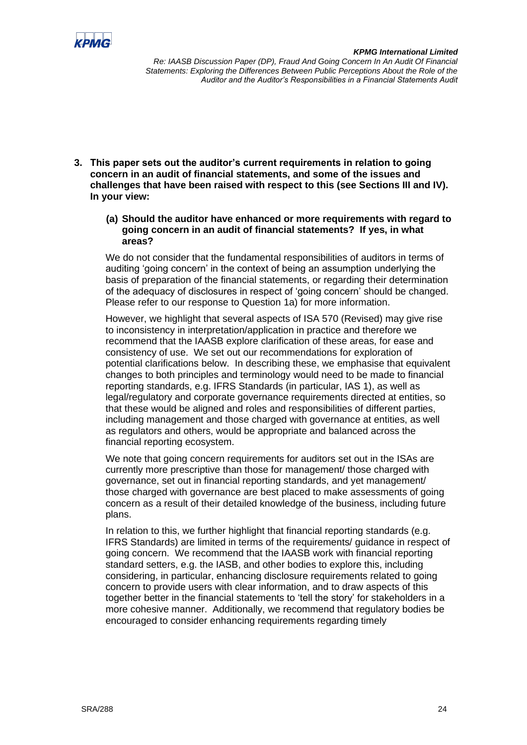3. **This paper sets out the auditor's current requirements in relation to going concern in an audit of financial statements, and some of the issues and challenges that have been raised with respect to this (see Sections III and IV). In your view:**

   **(a) Should the auditor have enhanced or more requirements with regard to going concern in an audit of financial statements? If yes, in what areas?**

   We do not consider that the fundamental responsibilities of auditors in terms of auditing 'going concern' in the context of being an assumption underlying the basis of preparation of the financial statements, or regarding their determination of the adequacy of disclosures in respect of 'going concern' should be changed. Please refer to our response to Question 1a) for more information.

   However, we highlight that several aspects of ISA 570 (Revised) may give rise to inconsistency in interpretation/application in practice and therefore we recommend that the IAASB explore clarification of these areas, for ease and consistency of use. We set out our recommendations for exploration of potential clarifications below. In describing these, we emphasise that equivalent changes to both principles and terminology would need to be made to financial reporting standards, e.g. IFRS Standards (in particular, IAS 1), as well as legal/regulatory and corporate governance requirements directed at entities, so that these would be aligned and roles and responsibilities of different parties, including management and those charged with governance at entities, as well as regulators and others, would be appropriate and balanced across the financial reporting ecosystem.

   We note that going concern requirements for auditors set out in the ISAs are currently more prescriptive than those for management/ those charged with governance, set out in financial reporting standards, and yet management/ those charged with governance are best placed to make assessments of going concern as a result of their detailed knowledge of the business, including future plans.

   In relation to this, we further highlight that financial reporting standards (e.g. IFRS Standards) are limited in terms of the requirements/ guidance in respect of going concern. We recommend that the IAASB work with financial reporting standard setters, e.g. the IASB, and other bodies to explore this, including considering, in particular, enhancing disclosure requirements related to going concern to provide users with clear information, and to draw aspects of this together better in the financial statements to 'tell the story' for stakeholders in a more cohesive manner. Additionally, we recommend that regulatory bodies be encouraged to consider enhancing requirements regarding timely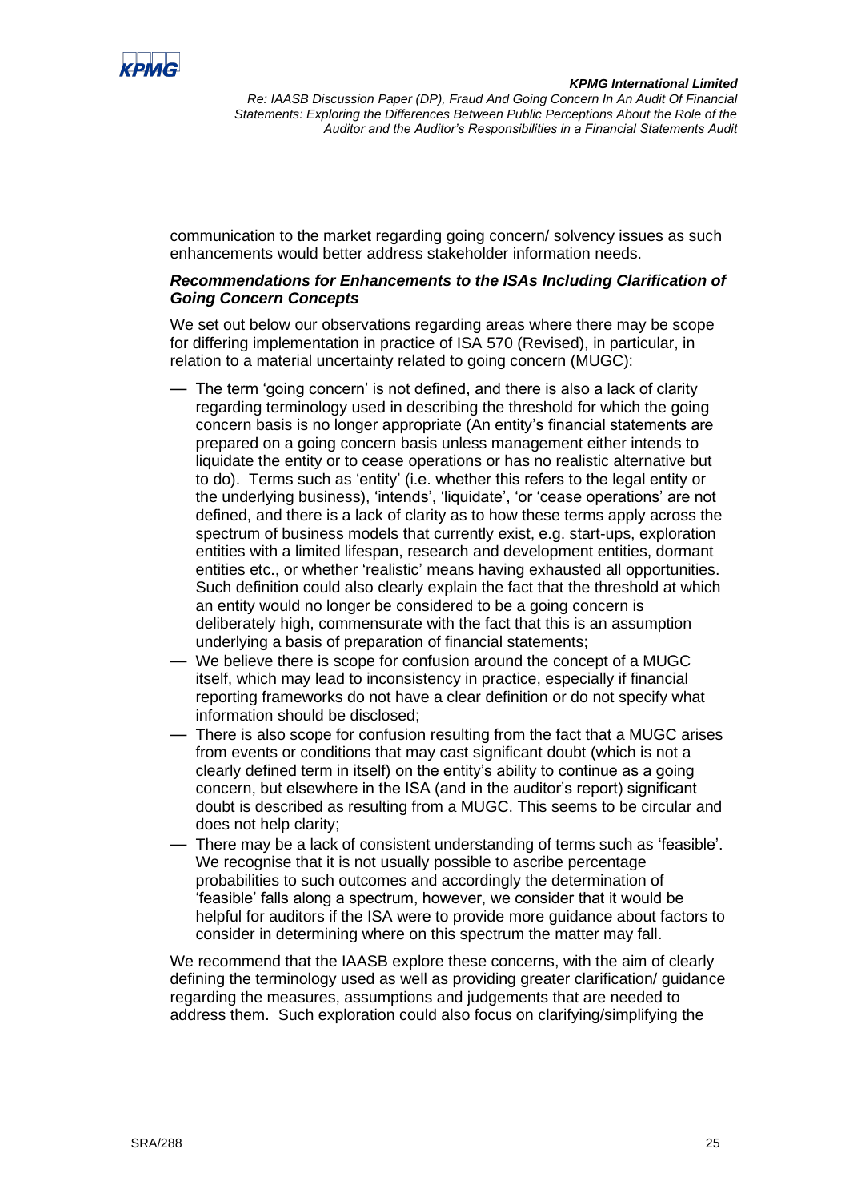communication to the market regarding going concern/ solvency issues as such enhancements would better address stakeholder information needs.

***Recommendations for Enhancements to the ISAs Including Clarification of Going Concern Concepts***

We set out below our observations regarding areas where there may be scope for differing implementation in practice of ISA 570 (Revised), in particular, in relation to a material uncertainty related to going concern (MUGC):

- The term 'going concern' is not defined, and there is also a lack of clarity regarding terminology used in describing the threshold for which the going concern basis is no longer appropriate (An entity's financial statements are prepared on a going concern basis unless management either intends to liquidate the entity or to cease operations or has no realistic alternative but to do). Terms such as 'entity' (i.e. whether this refers to the legal entity or the underlying business), 'intends', 'liquidate', 'or 'cease operations' are not defined, and there is a lack of clarity as to how these terms apply across the spectrum of business models that currently exist, e.g. start-ups, exploration entities with a limited lifespan, research and development entities, dormant entities etc., or whether 'realistic' means having exhausted all opportunities. Such definition could also clearly explain the fact that the threshold at which an entity would no longer be considered to be a going concern is deliberately high, commensurate with the fact that this is an assumption underlying a basis of preparation of financial statements;
- We believe there is scope for confusion around the concept of a MUGC itself, which may lead to inconsistency in practice, especially if financial reporting frameworks do not have a clear definition or do not specify what information should be disclosed;
- There is also scope for confusion resulting from the fact that a MUGC arises from events or conditions that may cast significant doubt (which is not a clearly defined term in itself) on the entity's ability to continue as a going concern, but elsewhere in the ISA (and in the auditor's report) significant doubt is described as resulting from a MUGC. This seems to be circular and does not help clarity;
- There may be a lack of consistent understanding of terms such as 'feasible'. We recognise that it is not usually possible to ascribe percentage probabilities to such outcomes and accordingly the determination of 'feasible' falls along a spectrum, however, we consider that it would be helpful for auditors if the ISA were to provide more guidance about factors to consider in determining where on this spectrum the matter may fall.

We recommend that the IAASB explore these concerns, with the aim of clearly defining the terminology used as well as providing greater clarification/ guidance regarding the measures, assumptions and judgements that are needed to address them. Such exploration could also focus on clarifying/simplifying the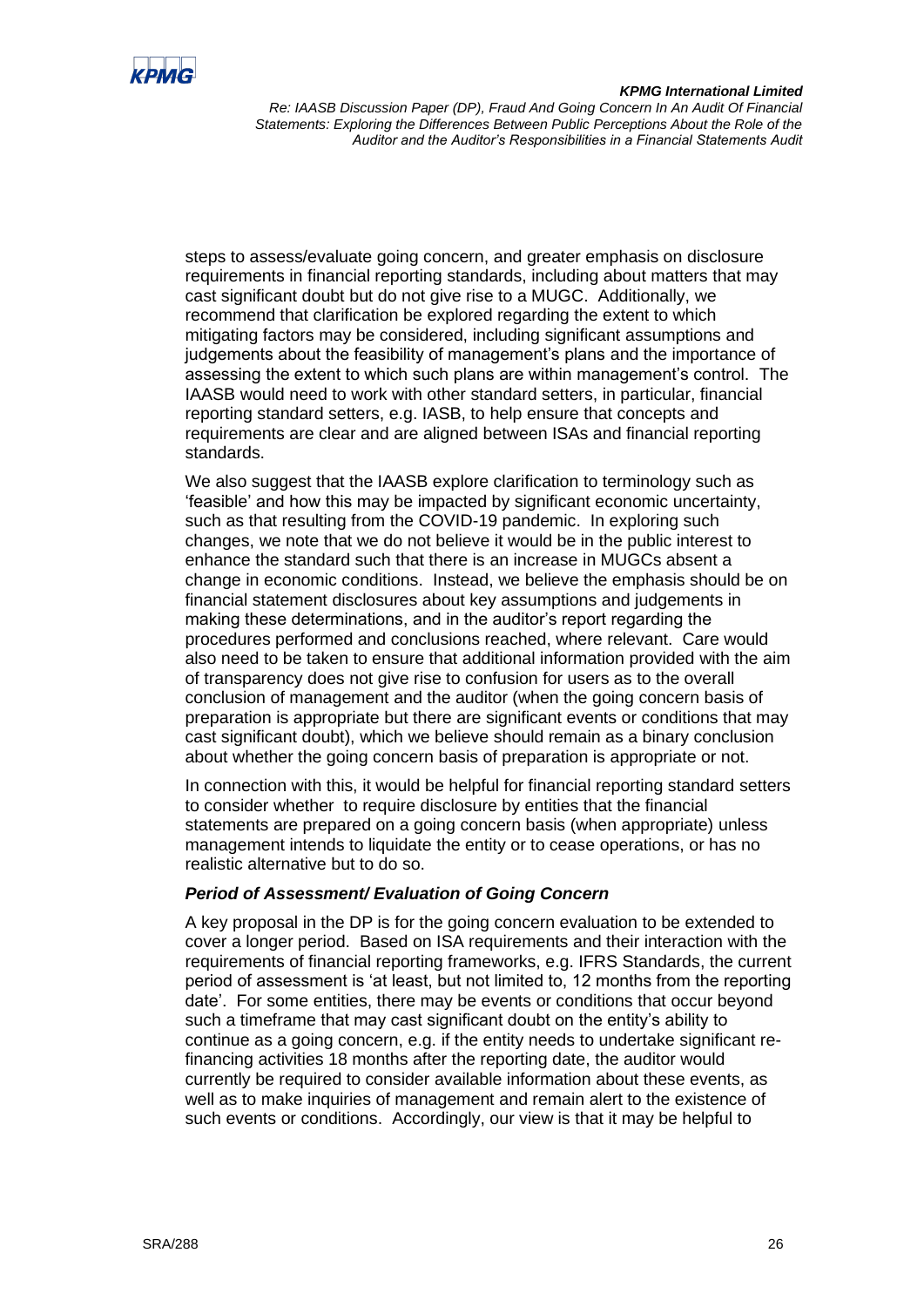steps to assess/evaluate going concern, and greater emphasis on disclosure requirements in financial reporting standards, including about matters that may cast significant doubt but do not give rise to a MUGC. Additionally, we recommend that clarification be explored regarding the extent to which mitigating factors may be considered, including significant assumptions and judgements about the feasibility of management's plans and the importance of assessing the extent to which such plans are within management's control. The IAASB would need to work with other standard setters, in particular, financial reporting standard setters, e.g. IASB, to help ensure that concepts and requirements are clear and are aligned between ISAs and financial reporting standards.

We also suggest that the IAASB explore clarification to terminology such as 'feasible' and how this may be impacted by significant economic uncertainty, such as that resulting from the COVID-19 pandemic. In exploring such changes, we note that we do not believe it would be in the public interest to enhance the standard such that there is an increase in MUGCs absent a change in economic conditions. Instead, we believe the emphasis should be on financial statement disclosures about key assumptions and judgements in making these determinations, and in the auditor's report regarding the procedures performed and conclusions reached, where relevant. Care would also need to be taken to ensure that additional information provided with the aim of transparency does not give rise to confusion for users as to the overall conclusion of management and the auditor (when the going concern basis of preparation is appropriate but there are significant events or conditions that may cast significant doubt), which we believe should remain as a binary conclusion about whether the going concern basis of preparation is appropriate or not.

In connection with this, it would be helpful for financial reporting standard setters to consider whether to require disclosure by entities that the financial statements are prepared on a going concern basis (when appropriate) unless management intends to liquidate the entity or to cease operations, or has no realistic alternative but to do so.

***Period of Assessment/ Evaluation of Going Concern***

A key proposal in the DP is for the going concern evaluation to be extended to cover a longer period. Based on ISA requirements and their interaction with the requirements of financial reporting frameworks, e.g. IFRS Standards, the current period of assessment is 'at least, but not limited to, 12 months from the reporting date'. For some entities, there may be events or conditions that occur beyond such a timeframe that may cast significant doubt on the entity's ability to continue as a going concern, e.g. if the entity needs to undertake significant re-financing activities 18 months after the reporting date, the auditor would currently be required to consider available information about these events, as well as to make inquiries of management and remain alert to the existence of such events or conditions. Accordingly, our view is that it may be helpful to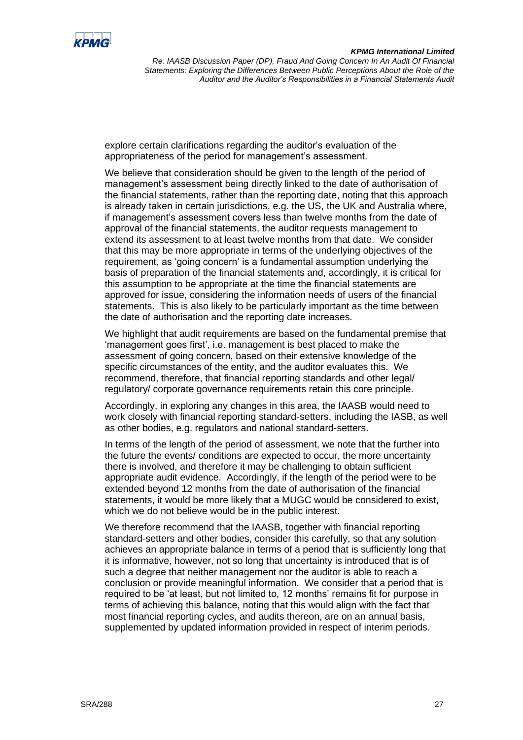explore certain clarifications regarding the auditor's evaluation of the appropriateness of the period for management's assessment.

We believe that consideration should be given to the length of the period of management's assessment being directly linked to the date of authorisation of the financial statements, rather than the reporting date, noting that this approach is already taken in certain jurisdictions, e.g. the US, the UK and Australia where, if management's assessment covers less than twelve months from the date of approval of the financial statements, the auditor requests management to extend its assessment to at least twelve months from that date. We consider that this may be more appropriate in terms of the underlying objectives of the requirement, as 'going concern' is a fundamental assumption underlying the basis of preparation of the financial statements and, accordingly, it is critical for this assumption to be appropriate at the time the financial statements are approved for issue, considering the information needs of users of the financial statements. This is also likely to be particularly important as the time between the date of authorisation and the reporting date increases.

We highlight that audit requirements are based on the fundamental premise that 'management goes first', i.e. management is best placed to make the assessment of going concern, based on their extensive knowledge of the specific circumstances of the entity, and the auditor evaluates this. We recommend, therefore, that financial reporting standards and other legal/ regulatory/ corporate governance requirements retain this core principle.

Accordingly, in exploring any changes in this area, the IAASB would need to work closely with financial reporting standard-setters, including the IASB, as well as other bodies, e.g. regulators and national standard-setters.

In terms of the length of the period of assessment, we note that the further into the future the events/ conditions are expected to occur, the more uncertainty there is involved, and therefore it may be challenging to obtain sufficient appropriate audit evidence. Accordingly, if the length of the period were to be extended beyond 12 months from the date of authorisation of the financial statements, it would be more likely that a MUGC would be considered to exist, which we do not believe would be in the public interest.

We therefore recommend that the IAASB, together with financial reporting standard-setters and other bodies, consider this carefully, so that any solution achieves an appropriate balance in terms of a period that is sufficiently long that it is informative, however, not so long that uncertainty is introduced that is of such a degree that neither management nor the auditor is able to reach a conclusion or provide meaningful information. We consider that a period that is required to be 'at least, but not limited to, 12 months' remains fit for purpose in terms of achieving this balance, noting that this would align with the fact that most financial reporting cycles, and audits thereon, are on an annual basis, supplemented by updated information provided in respect of interim periods.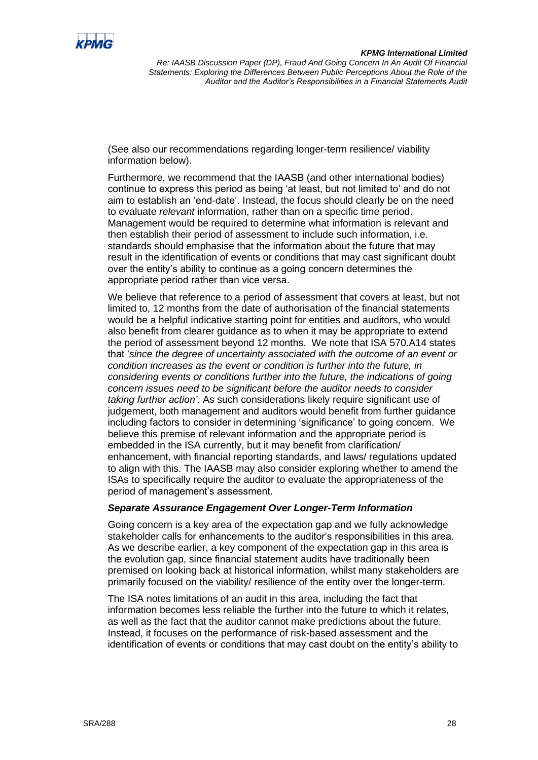(See also our recommendations regarding longer-term resilience/ viability information below).

Furthermore, we recommend that the IAASB (and other international bodies) continue to express this period as being 'at least, but not limited to' and do not aim to establish an 'end-date'. Instead, the focus should clearly be on the need to evaluate *relevant* information, rather than on a specific time period. Management would be required to determine what information is relevant and then establish their period of assessment to include such information, i.e. standards should emphasise that the information about the future that may result in the identification of events or conditions that may cast significant doubt over the entity's ability to continue as a going concern determines the appropriate period rather than vice versa.

We believe that reference to a period of assessment that covers at least, but not limited to, 12 months from the date of authorisation of the financial statements would be a helpful indicative starting point for entities and auditors, who would also benefit from clearer guidance as to when it may be appropriate to extend the period of assessment beyond 12 months. We note that ISA 570.A14 states that '*since the degree of uncertainty associated with the outcome of an event or condition increases as the event or condition is further into the future, in considering events or conditions further into the future, the indications of going concern issues need to be significant before the auditor needs to consider taking further action'*. As such considerations likely require significant use of judgement, both management and auditors would benefit from further guidance including factors to consider in determining 'significance' to going concern. We believe this premise of relevant information and the appropriate period is embedded in the ISA currently, but it may benefit from clarification/ enhancement, with financial reporting standards, and laws/ regulations updated to align with this. The IAASB may also consider exploring whether to amend the ISAs to specifically require the auditor to evaluate the appropriateness of the period of management's assessment.

***Separate Assurance Engagement Over Longer-Term Information***

Going concern is a key area of the expectation gap and we fully acknowledge stakeholder calls for enhancements to the auditor's responsibilities in this area. As we describe earlier, a key component of the expectation gap in this area is the evolution gap, since financial statement audits have traditionally been premised on looking back at historical information, whilst many stakeholders are primarily focused on the viability/ resilience of the entity over the longer-term.

The ISA notes limitations of an audit in this area, including the fact that information becomes less reliable the further into the future to which it relates, as well as the fact that the auditor cannot make predictions about the future. Instead, it focuses on the performance of risk-based assessment and the identification of events or conditions that may cast doubt on the entity's ability to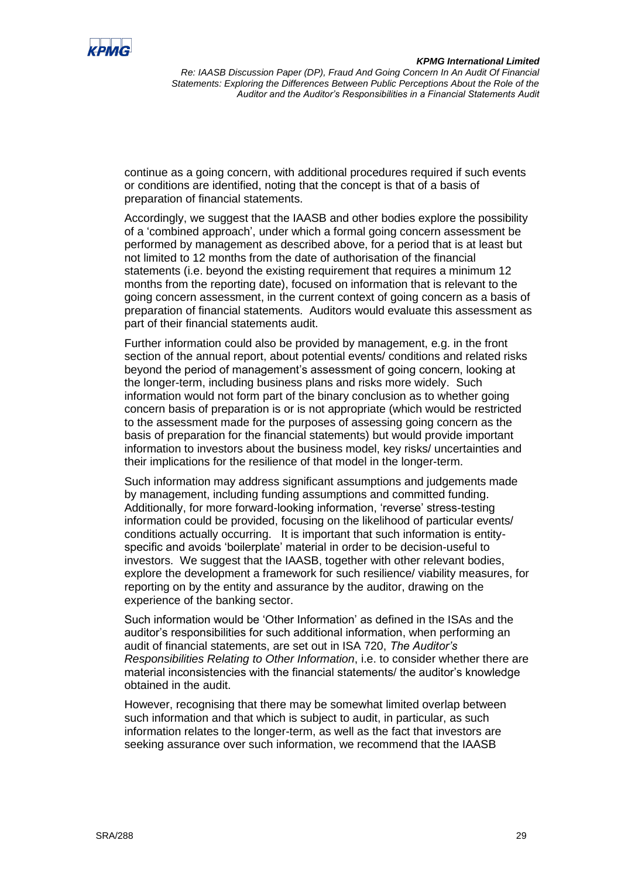continue as a going concern, with additional procedures required if such events or conditions are identified, noting that the concept is that of a basis of preparation of financial statements.

Accordingly, we suggest that the IAASB and other bodies explore the possibility of a 'combined approach', under which a formal going concern assessment be performed by management as described above, for a period that is at least but not limited to 12 months from the date of authorisation of the financial statements (i.e. beyond the existing requirement that requires a minimum 12 months from the reporting date), focused on information that is relevant to the going concern assessment, in the current context of going concern as a basis of preparation of financial statements. Auditors would evaluate this assessment as part of their financial statements audit.

Further information could also be provided by management, e.g. in the front section of the annual report, about potential events/ conditions and related risks beyond the period of management's assessment of going concern, looking at the longer-term, including business plans and risks more widely. Such information would not form part of the binary conclusion as to whether going concern basis of preparation is or is not appropriate (which would be restricted to the assessment made for the purposes of assessing going concern as the basis of preparation for the financial statements) but would provide important information to investors about the business model, key risks/ uncertainties and their implications for the resilience of that model in the longer-term.

Such information may address significant assumptions and judgements made by management, including funding assumptions and committed funding. Additionally, for more forward-looking information, 'reverse' stress-testing information could be provided, focusing on the likelihood of particular events/ conditions actually occurring. It is important that such information is entity-specific and avoids 'boilerplate' material in order to be decision-useful to investors. We suggest that the IAASB, together with other relevant bodies, explore the development a framework for such resilience/ viability measures, for reporting on by the entity and assurance by the auditor, drawing on the experience of the banking sector.

Such information would be 'Other Information' as defined in the ISAs and the auditor's responsibilities for such additional information, when performing an audit of financial statements, are set out in ISA 720, *The Auditor's Responsibilities Relating to Other Information*, i.e. to consider whether there are material inconsistencies with the financial statements/ the auditor's knowledge obtained in the audit.

However, recognising that there may be somewhat limited overlap between such information and that which is subject to audit, in particular, as such information relates to the longer-term, as well as the fact that investors are seeking assurance over such information, we recommend that the IAASB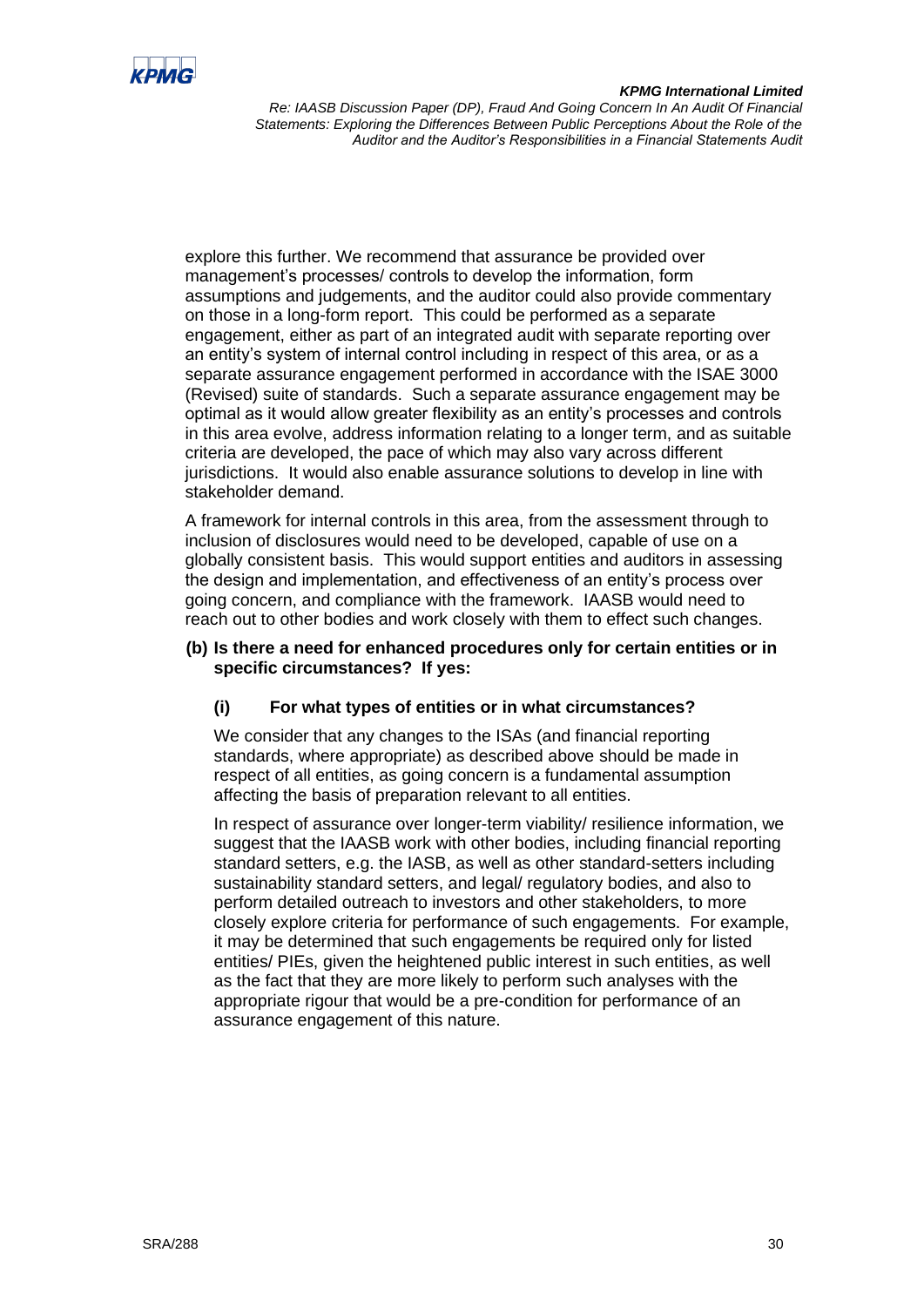explore this further. We recommend that assurance be provided over management's processes/ controls to develop the information, form assumptions and judgements, and the auditor could also provide commentary on those in a long-form report. This could be performed as a separate engagement, either as part of an integrated audit with separate reporting over an entity's system of internal control including in respect of this area, or as a separate assurance engagement performed in accordance with the ISAE 3000 (Revised) suite of standards. Such a separate assurance engagement may be optimal as it would allow greater flexibility as an entity's processes and controls in this area evolve, address information relating to a longer term, and as suitable criteria are developed, the pace of which may also vary across different jurisdictions. It would also enable assurance solutions to develop in line with stakeholder demand.

A framework for internal controls in this area, from the assessment through to inclusion of disclosures would need to be developed, capable of use on a globally consistent basis. This would support entities and auditors in assessing the design and implementation, and effectiveness of an entity's process over going concern, and compliance with the framework. IAASB would need to reach out to other bodies and work closely with them to effect such changes.

**(b) Is there a need for enhanced procedures only for certain entities or in specific circumstances? If yes:**

**(i) For what types of entities or in what circumstances?**

We consider that any changes to the ISAs (and financial reporting standards, where appropriate) as described above should be made in respect of all entities, as going concern is a fundamental assumption affecting the basis of preparation relevant to all entities.

In respect of assurance over longer-term viability/ resilience information, we suggest that the IAASB work with other bodies, including financial reporting standard setters, e.g. the IASB, as well as other standard-setters including sustainability standard setters, and legal/ regulatory bodies, and also to perform detailed outreach to investors and other stakeholders, to more closely explore criteria for performance of such engagements. For example, it may be determined that such engagements be required only for listed entities/ PIEs, given the heightened public interest in such entities, as well as the fact that they are more likely to perform such analyses with the appropriate rigour that would be a pre-condition for performance of an assurance engagement of this nature.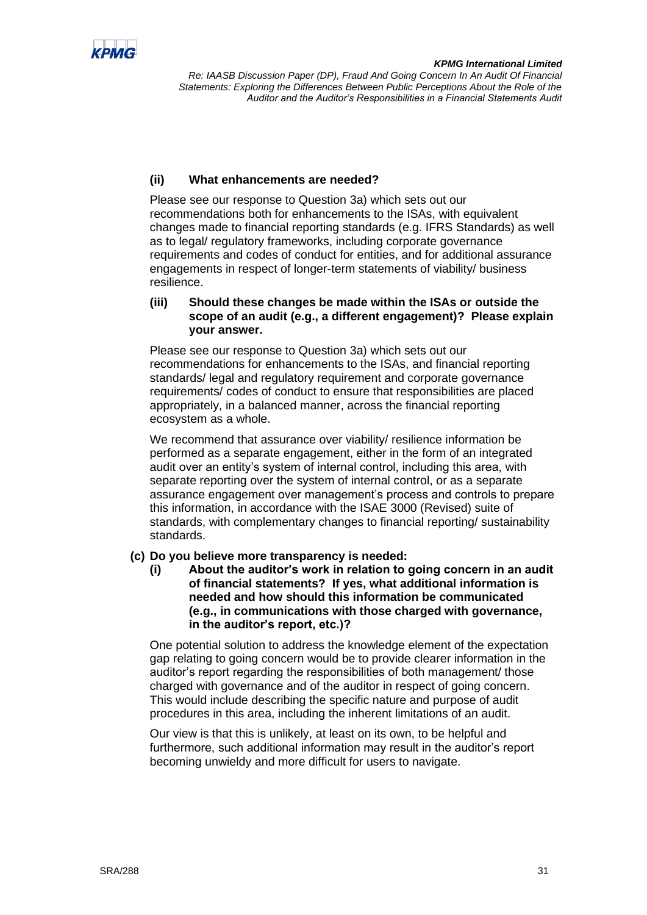**(ii) What enhancements are needed?**

Please see our response to Question 3a) which sets out our recommendations both for enhancements to the ISAs, with equivalent changes made to financial reporting standards (e.g. IFRS Standards) as well as to legal/ regulatory frameworks, including corporate governance requirements and codes of conduct for entities, and for additional assurance engagements in respect of longer-term statements of viability/ business resilience.

**(iii) Should these changes be made within the ISAs or outside the scope of an audit (e.g., a different engagement)? Please explain your answer.**

Please see our response to Question 3a) which sets out our recommendations for enhancements to the ISAs, and financial reporting standards/ legal and regulatory requirement and corporate governance requirements/ codes of conduct to ensure that responsibilities are placed appropriately, in a balanced manner, across the financial reporting ecosystem as a whole.

We recommend that assurance over viability/ resilience information be performed as a separate engagement, either in the form of an integrated audit over an entity's system of internal control, including this area, with separate reporting over the system of internal control, or as a separate assurance engagement over management's process and controls to prepare this information, in accordance with the ISAE 3000 (Revised) suite of standards, with complementary changes to financial reporting/ sustainability standards.

**(c) Do you believe more transparency is needed:**

**(i) About the auditor's work in relation to going concern in an audit of financial statements? If yes, what additional information is needed and how should this information be communicated (e.g., in communications with those charged with governance, in the auditor's report, etc.)?**

One potential solution to address the knowledge element of the expectation gap relating to going concern would be to provide clearer information in the auditor's report regarding the responsibilities of both management/ those charged with governance and of the auditor in respect of going concern. This would include describing the specific nature and purpose of audit procedures in this area, including the inherent limitations of an audit.

Our view is that this is unlikely, at least on its own, to be helpful and furthermore, such additional information may result in the auditor's report becoming unwieldy and more difficult for users to navigate.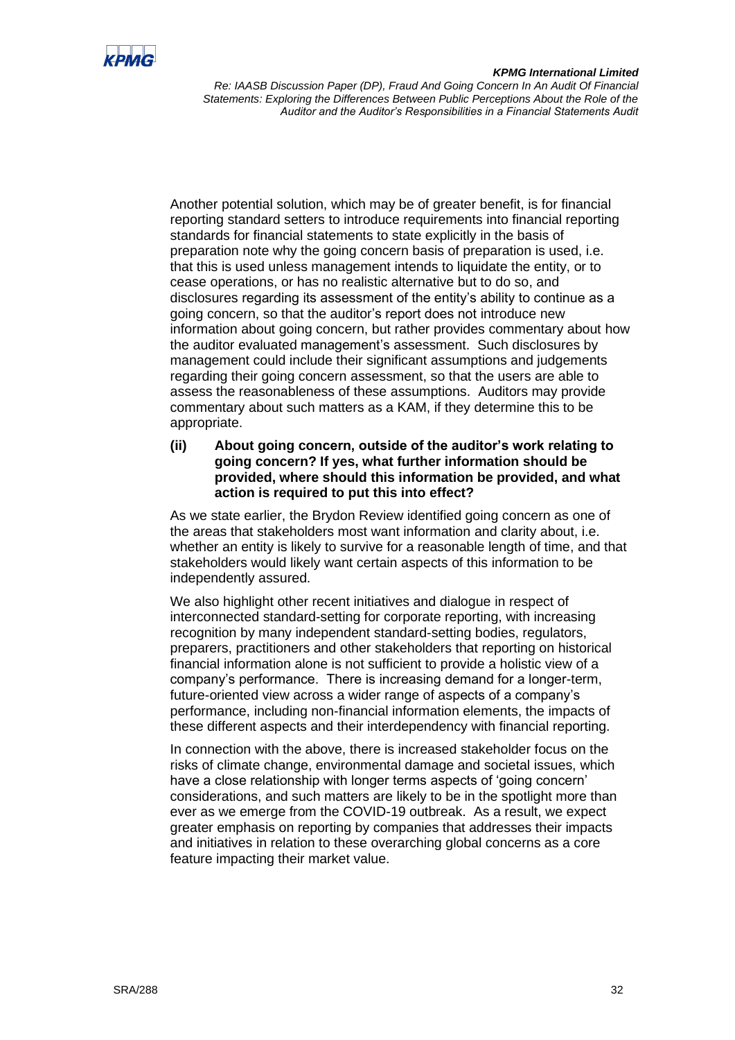Another potential solution, which may be of greater benefit, is for financial reporting standard setters to introduce requirements into financial reporting standards for financial statements to state explicitly in the basis of preparation note why the going concern basis of preparation is used, i.e. that this is used unless management intends to liquidate the entity, or to cease operations, or has no realistic alternative but to do so, and disclosures regarding its assessment of the entity's ability to continue as a going concern, so that the auditor's report does not introduce new information about going concern, but rather provides commentary about how the auditor evaluated management's assessment. Such disclosures by management could include their significant assumptions and judgements regarding their going concern assessment, so that the users are able to assess the reasonableness of these assumptions. Auditors may provide commentary about such matters as a KAM, if they determine this to be appropriate.

**(ii) About going concern, outside of the auditor's work relating to going concern? If yes, what further information should be provided, where should this information be provided, and what action is required to put this into effect?**

As we state earlier, the Brydon Review identified going concern as one of the areas that stakeholders most want information and clarity about, i.e. whether an entity is likely to survive for a reasonable length of time, and that stakeholders would likely want certain aspects of this information to be independently assured.

We also highlight other recent initiatives and dialogue in respect of interconnected standard-setting for corporate reporting, with increasing recognition by many independent standard-setting bodies, regulators, preparers, practitioners and other stakeholders that reporting on historical financial information alone is not sufficient to provide a holistic view of a company's performance. There is increasing demand for a longer-term, future-oriented view across a wider range of aspects of a company's performance, including non-financial information elements, the impacts of these different aspects and their interdependency with financial reporting.

In connection with the above, there is increased stakeholder focus on the risks of climate change, environmental damage and societal issues, which have a close relationship with longer terms aspects of 'going concern' considerations, and such matters are likely to be in the spotlight more than ever as we emerge from the COVID-19 outbreak. As a result, we expect greater emphasis on reporting by companies that addresses their impacts and initiatives in relation to these overarching global concerns as a core feature impacting their market value.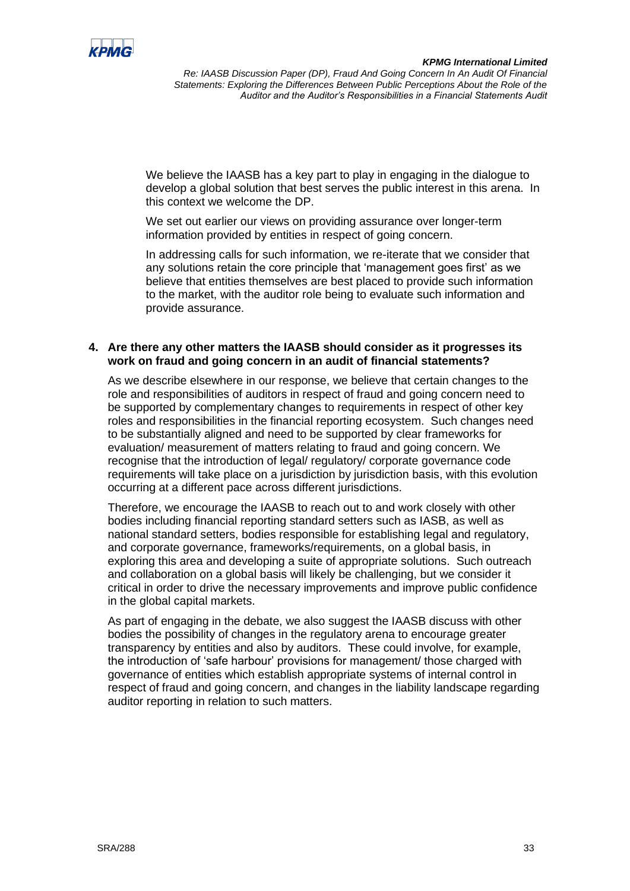We believe the IAASB has a key part to play in engaging in the dialogue to develop a global solution that best serves the public interest in this arena. In this context we welcome the DP.

We set out earlier our views on providing assurance over longer-term information provided by entities in respect of going concern.

In addressing calls for such information, we re-iterate that we consider that any solutions retain the core principle that 'management goes first' as we believe that entities themselves are best placed to provide such information to the market, with the auditor role being to evaluate such information and provide assurance.

**4. Are there any other matters the IAASB should consider as it progresses its work on fraud and going concern in an audit of financial statements?**

As we describe elsewhere in our response, we believe that certain changes to the role and responsibilities of auditors in respect of fraud and going concern need to be supported by complementary changes to requirements in respect of other key roles and responsibilities in the financial reporting ecosystem. Such changes need to be substantially aligned and need to be supported by clear frameworks for evaluation/ measurement of matters relating to fraud and going concern. We recognise that the introduction of legal/ regulatory/ corporate governance code requirements will take place on a jurisdiction by jurisdiction basis, with this evolution occurring at a different pace across different jurisdictions.

Therefore, we encourage the IAASB to reach out to and work closely with other bodies including financial reporting standard setters such as IASB, as well as national standard setters, bodies responsible for establishing legal and regulatory, and corporate governance, frameworks/requirements, on a global basis, in exploring this area and developing a suite of appropriate solutions. Such outreach and collaboration on a global basis will likely be challenging, but we consider it critical in order to drive the necessary improvements and improve public confidence in the global capital markets.

As part of engaging in the debate, we also suggest the IAASB discuss with other bodies the possibility of changes in the regulatory arena to encourage greater transparency by entities and also by auditors. These could involve, for example, the introduction of 'safe harbour' provisions for management/ those charged with governance of entities which establish appropriate systems of internal control in respect of fraud and going concern, and changes in the liability landscape regarding auditor reporting in relation to such matters.